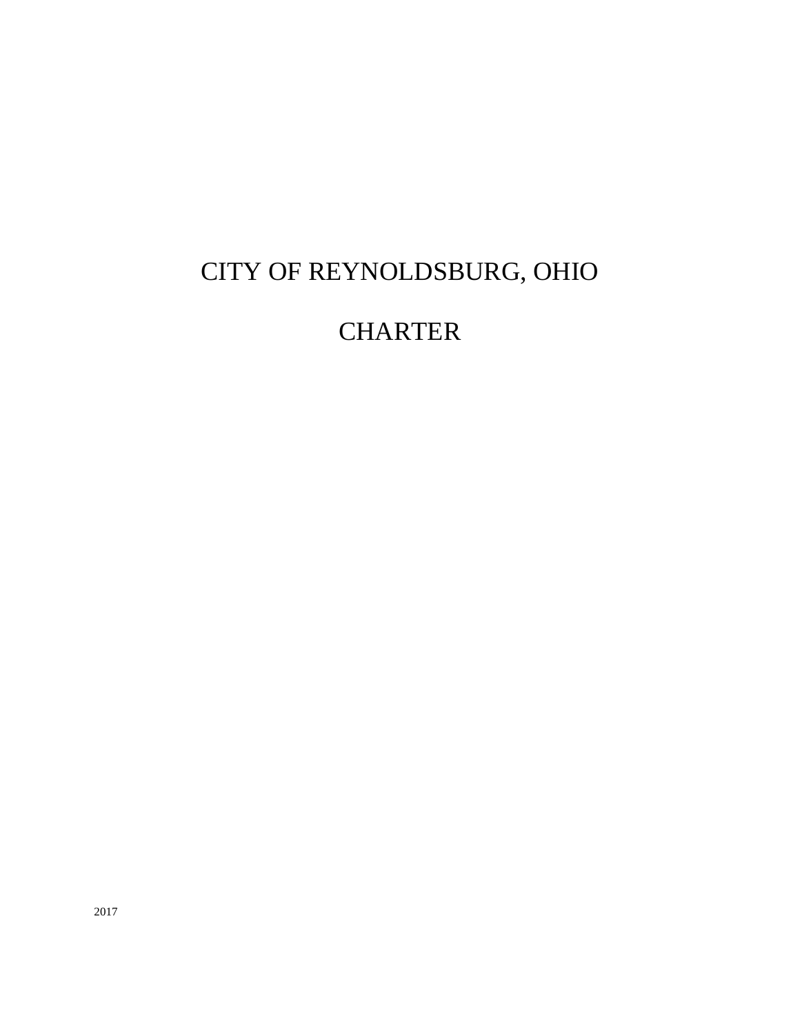# CITY OF REYNOLDSBURG, OHIO

# CHARTER

2017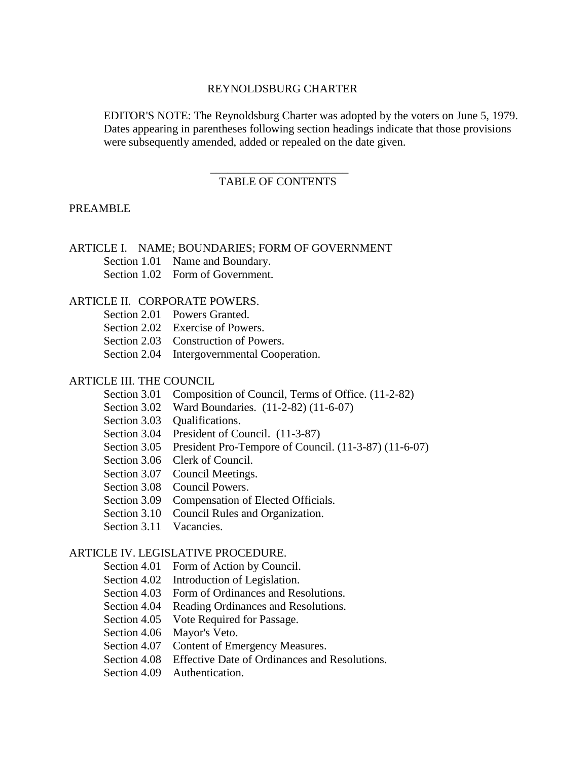# REYNOLDSBURG CHARTER

EDITOR'S NOTE: The Reynoldsburg Charter was adopted by the voters on June 5, 1979. Dates appearing in parentheses following section headings indicate that those provisions were subsequently amended, added or repealed on the date given.

## TABLE OF CONTENTS

PREAMBLE

ARTICLE I. NAME; BOUNDARIES; FORM OF GOVERNMENT

- Section 1.01 Name and Boundary.
- Section 1.02 Form of Government.

ARTICLE II. CORPORATE POWERS.

- Section 2.01 Powers Granted.
- Section 2.02 Exercise of Powers.
- Section 2.03 Construction of Powers.
- Section 2.04 Intergovernmental Cooperation.

ARTICLE III. THE COUNCIL

- Section 3.01 Composition of Council, Terms of Office. (11-2-82)
- Section 3.02 Ward Boundaries. (11-2-82) (11-6-07)
- Section 3.03 Qualifications.
- Section 3.04 President of Council. (11-3-87)
- Section 3.05 President Pro-Tempore of Council. (11-3-87) (11-6-07)
- Section 3.06 Clerk of Council.
- Section 3.07 Council Meetings.
- Section 3.08 Council Powers.
- Section 3.09 Compensation of Elected Officials.
- Section 3.10 Council Rules and Organization.
- Section 3.11 Vacancies.

ARTICLE IV. LEGISLATIVE PROCEDURE.

- Section 4.01 Form of Action by Council.
- Section 4.02 Introduction of Legislation.
- Section 4.03 Form of Ordinances and Resolutions.
- Section 4.04 Reading Ordinances and Resolutions.
- Section 4.05 Vote Required for Passage.
- Section 4.06 Mayor's Veto.
- Section 4.07 Content of Emergency Measures.
- Section 4.08 Effective Date of Ordinances and Resolutions.
- Section 4.09 Authentication.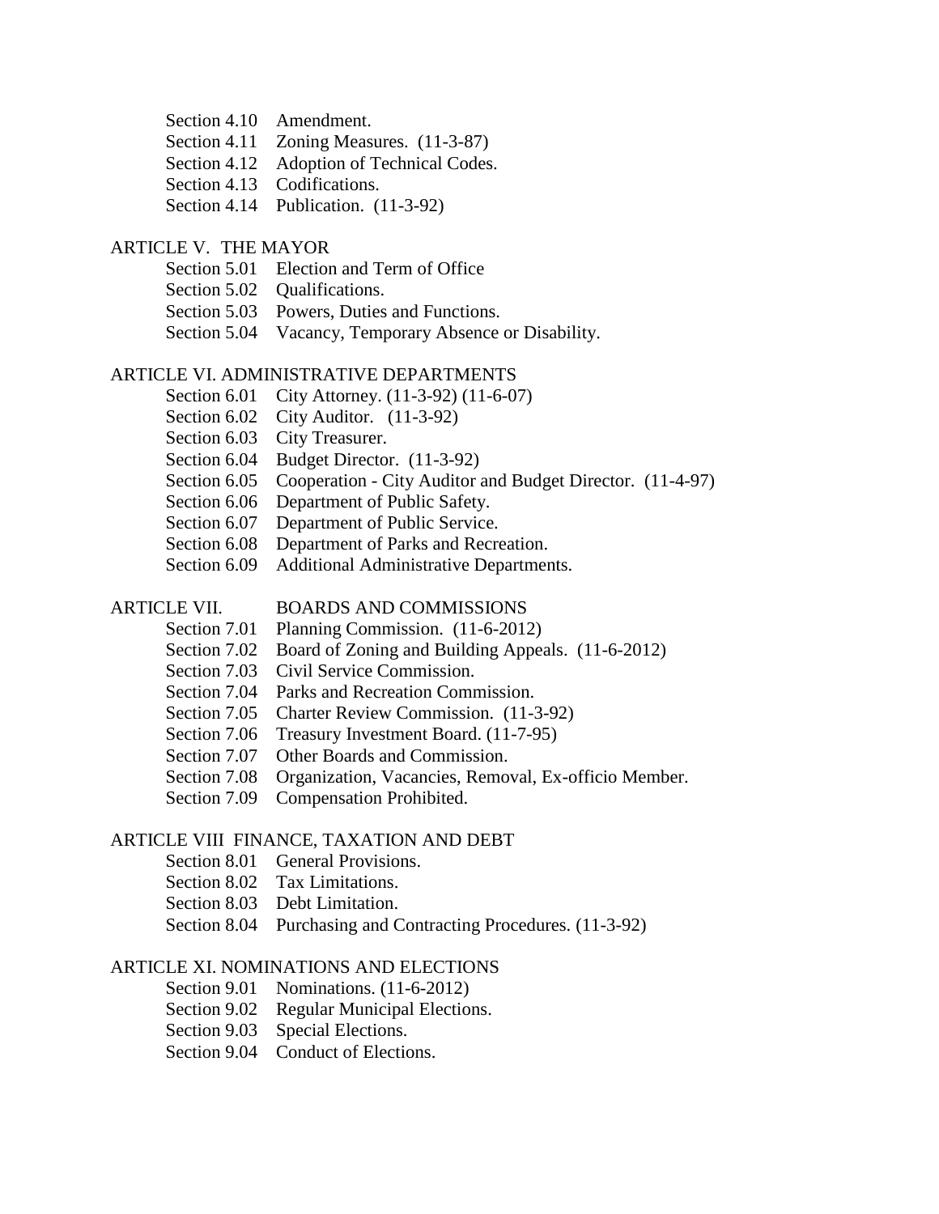Section 4.10 Amendment.
Section 4.11 Zoning Measures. (11-3-87)
Section 4.12 Adoption of Technical Codes.
Section 4.13 Codifications.
Section 4.14 Publication. (11-3-92)

ARTICLE V. THE MAYOR

Section 5.01 Election and Term of Office
Section 5.02 Qualifications.
Section 5.03 Powers, Duties and Functions.
Section 5.04 Vacancy, Temporary Absence or Disability.

ARTICLE VI. ADMINISTRATIVE DEPARTMENTS

Section 6.01 City Attorney. (11-3-92) (11-6-07)
Section 6.02 City Auditor. (11-3-92)
Section 6.03 City Treasurer.
Section 6.04 Budget Director. (11-3-92)
Section 6.05 Cooperation - City Auditor and Budget Director. (11-4-97)
Section 6.06 Department of Public Safety.
Section 6.07 Department of Public Service.
Section 6.08 Department of Parks and Recreation.
Section 6.09 Additional Administrative Departments.

ARTICLE VII. BOARDS AND COMMISSIONS

Section 7.01 Planning Commission. (11-6-2012)
Section 7.02 Board of Zoning and Building Appeals. (11-6-2012)
Section 7.03 Civil Service Commission.
Section 7.04 Parks and Recreation Commission.
Section 7.05 Charter Review Commission. (11-3-92)
Section 7.06 Treasury Investment Board. (11-7-95)
Section 7.07 Other Boards and Commission.
Section 7.08 Organization, Vacancies, Removal, Ex-officio Member.
Section 7.09 Compensation Prohibited.

ARTICLE VIII FINANCE, TAXATION AND DEBT

Section 8.01 General Provisions.
Section 8.02 Tax Limitations.
Section 8.03 Debt Limitation.
Section 8.04 Purchasing and Contracting Procedures. (11-3-92)

ARTICLE XI. NOMINATIONS AND ELECTIONS

Section 9.01 Nominations. (11-6-2012)
Section 9.02 Regular Municipal Elections.
Section 9.03 Special Elections.
Section 9.04 Conduct of Elections.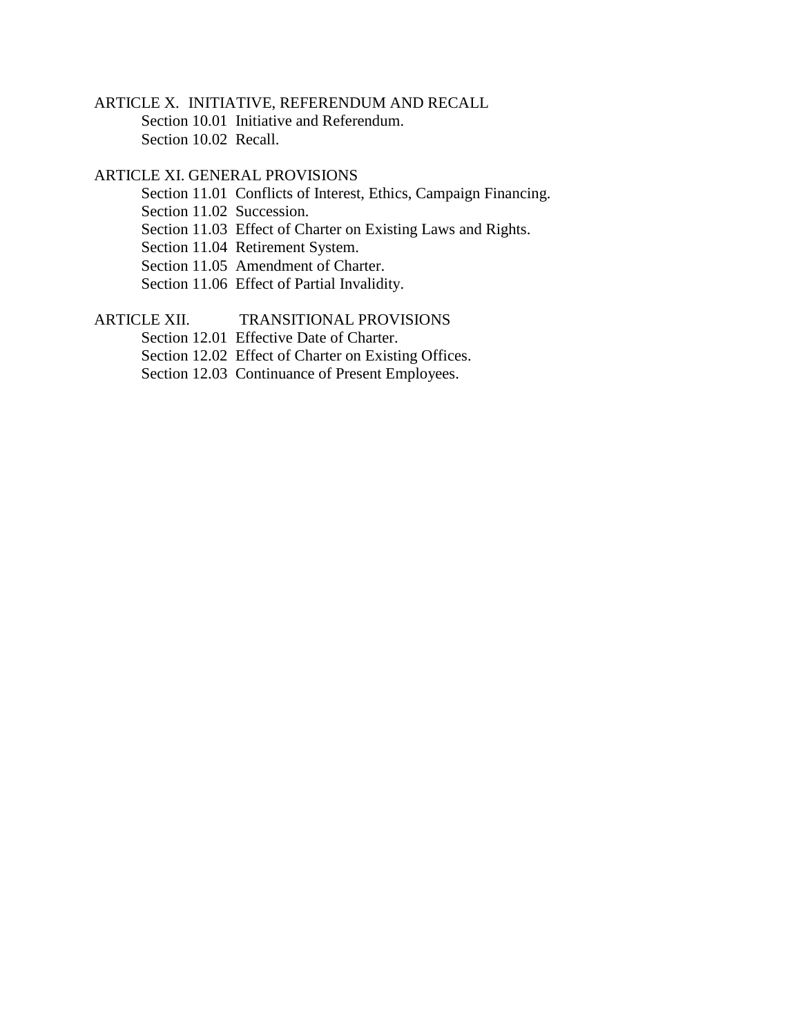ARTICLE X. INITIATIVE, REFERENDUM AND RECALL

- Section 10.01 Initiative and Referendum.
- Section 10.02 Recall.

ARTICLE XI. GENERAL PROVISIONS

- Section 11.01 Conflicts of Interest, Ethics, Campaign Financing.
- Section 11.02 Succession.
- Section 11.03 Effect of Charter on Existing Laws and Rights.
- Section 11.04 Retirement System.
- Section 11.05 Amendment of Charter.
- Section 11.06 Effect of Partial Invalidity.

ARTICLE XII. TRANSITIONAL PROVISIONS

- Section 12.01 Effective Date of Charter.
- Section 12.02 Effect of Charter on Existing Offices.
- Section 12.03 Continuance of Present Employees.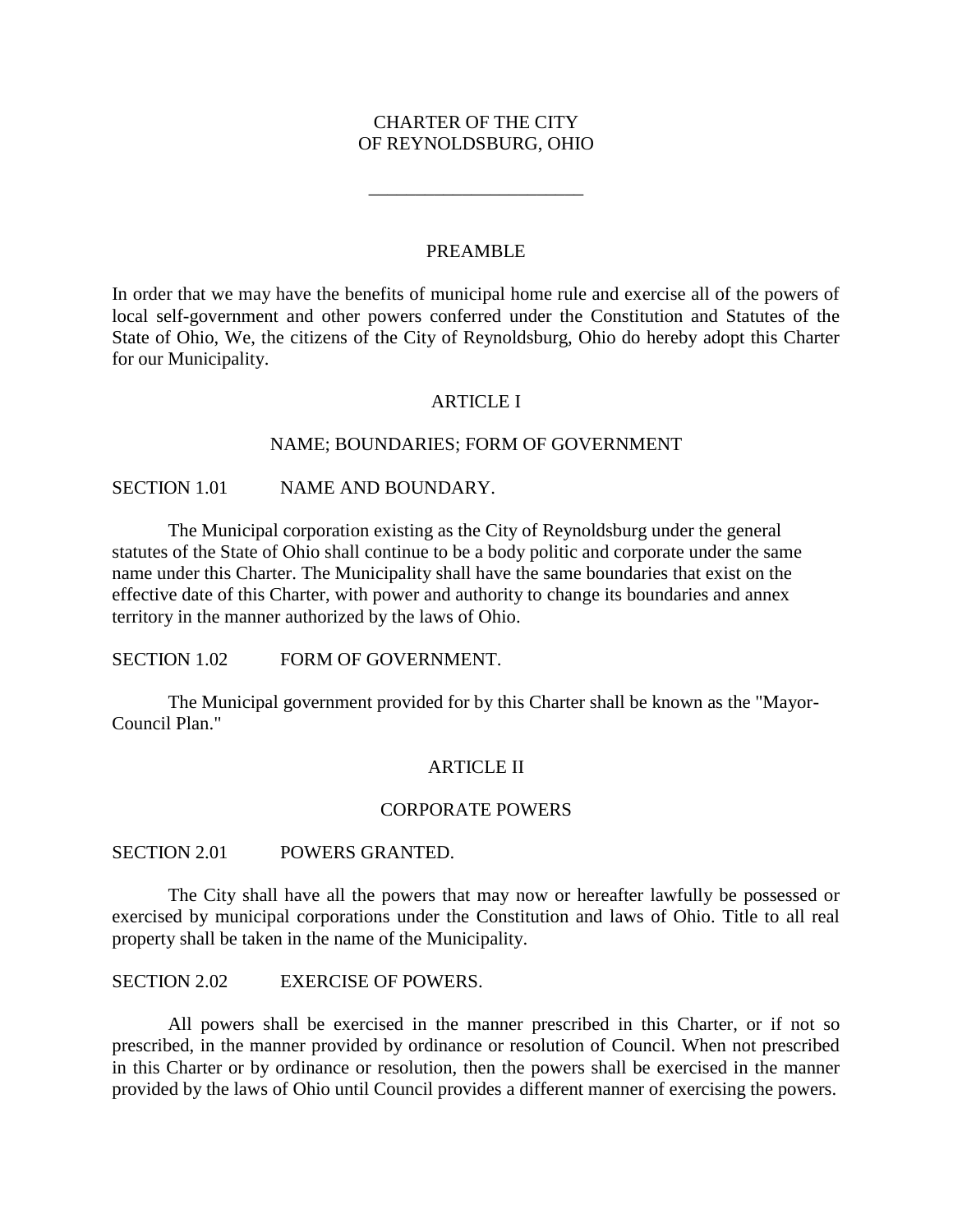# CHARTER OF THE CITY OF REYNOLDSBURG, OHIO

---

## PREAMBLE

In order that we may have the benefits of municipal home rule and exercise all of the powers of local self-government and other powers conferred under the Constitution and Statutes of the State of Ohio, We, the citizens of the City of Reynoldsburg, Ohio do hereby adopt this Charter for our Municipality.

## ARTICLE I

## NAME; BOUNDARIES; FORM OF GOVERNMENT

### SECTION 1.01 NAME AND BOUNDARY.

The Municipal corporation existing as the City of Reynoldsburg under the general statutes of the State of Ohio shall continue to be a body politic and corporate under the same name under this Charter. The Municipality shall have the same boundaries that exist on the effective date of this Charter, with power and authority to change its boundaries and annex territory in the manner authorized by the laws of Ohio.

### SECTION 1.02 FORM OF GOVERNMENT.

The Municipal government provided for by this Charter shall be known as the "Mayor-Council Plan."

## ARTICLE II

## CORPORATE POWERS

### SECTION 2.01 POWERS GRANTED.

The City shall have all the powers that may now or hereafter lawfully be possessed or exercised by municipal corporations under the Constitution and laws of Ohio. Title to all real property shall be taken in the name of the Municipality.

### SECTION 2.02 EXERCISE OF POWERS.

All powers shall be exercised in the manner prescribed in this Charter, or if not so prescribed, in the manner provided by ordinance or resolution of Council. When not prescribed in this Charter or by ordinance or resolution, then the powers shall be exercised in the manner provided by the laws of Ohio until Council provides a different manner of exercising the powers.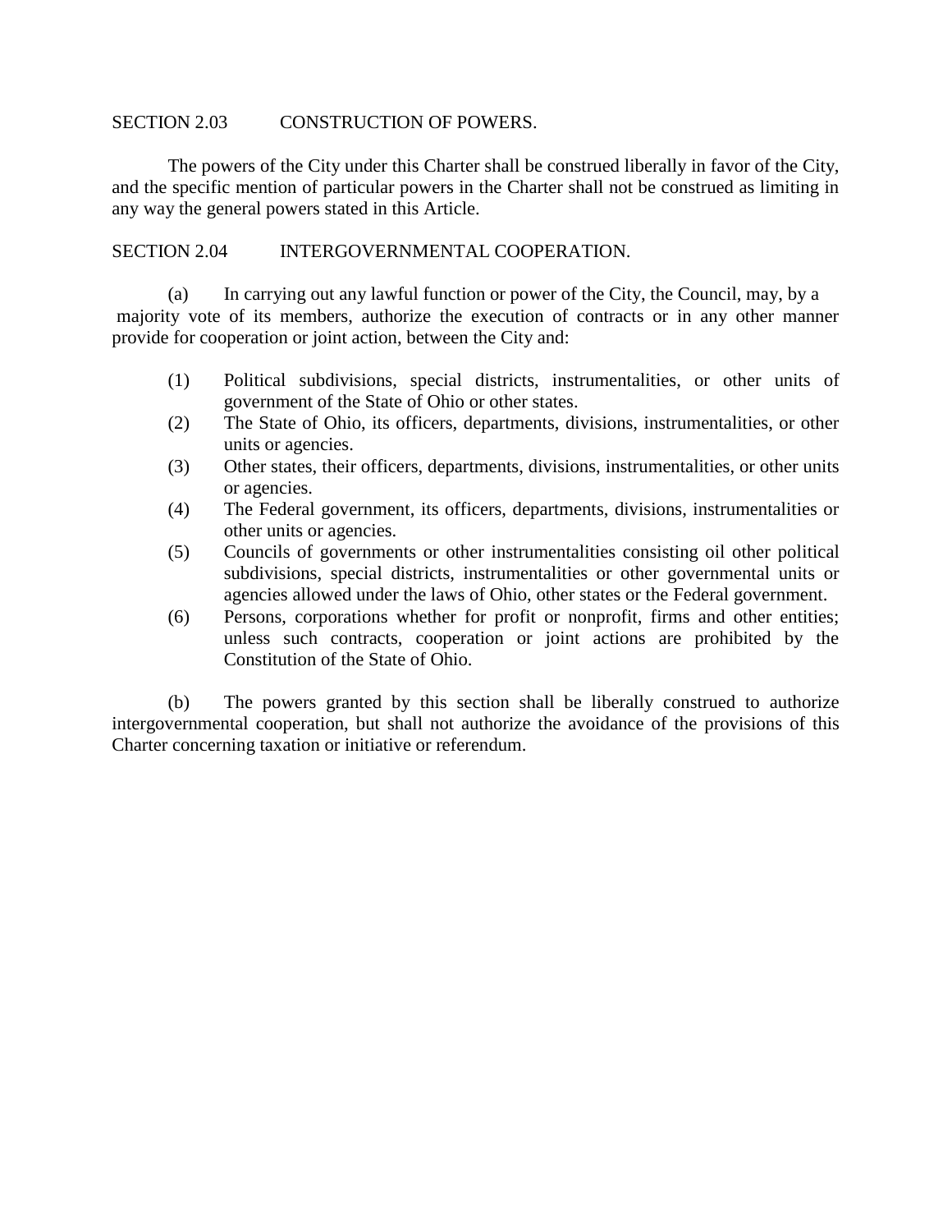## SECTION 2.03 CONSTRUCTION OF POWERS.

The powers of the City under this Charter shall be construed liberally in favor of the City, and the specific mention of particular powers in the Charter shall not be construed as limiting in any way the general powers stated in this Article.

## SECTION 2.04 INTERGOVERNMENTAL COOPERATION.

(a) In carrying out any lawful function or power of the City, the Council, may, by a majority vote of its members, authorize the execution of contracts or in any other manner provide for cooperation or joint action, between the City and:

(1) Political subdivisions, special districts, instrumentalities, or other units of government of the State of Ohio or other states.

(2) The State of Ohio, its officers, departments, divisions, instrumentalities, or other units or agencies.

(3) Other states, their officers, departments, divisions, instrumentalities, or other units or agencies.

(4) The Federal government, its officers, departments, divisions, instrumentalities or other units or agencies.

(5) Councils of governments or other instrumentalities consisting oil other political subdivisions, special districts, instrumentalities or other governmental units or agencies allowed under the laws of Ohio, other states or the Federal government.

(6) Persons, corporations whether for profit or nonprofit, firms and other entities; unless such contracts, cooperation or joint actions are prohibited by the Constitution of the State of Ohio.

(b) The powers granted by this section shall be liberally construed to authorize intergovernmental cooperation, but shall not authorize the avoidance of the provisions of this Charter concerning taxation or initiative or referendum.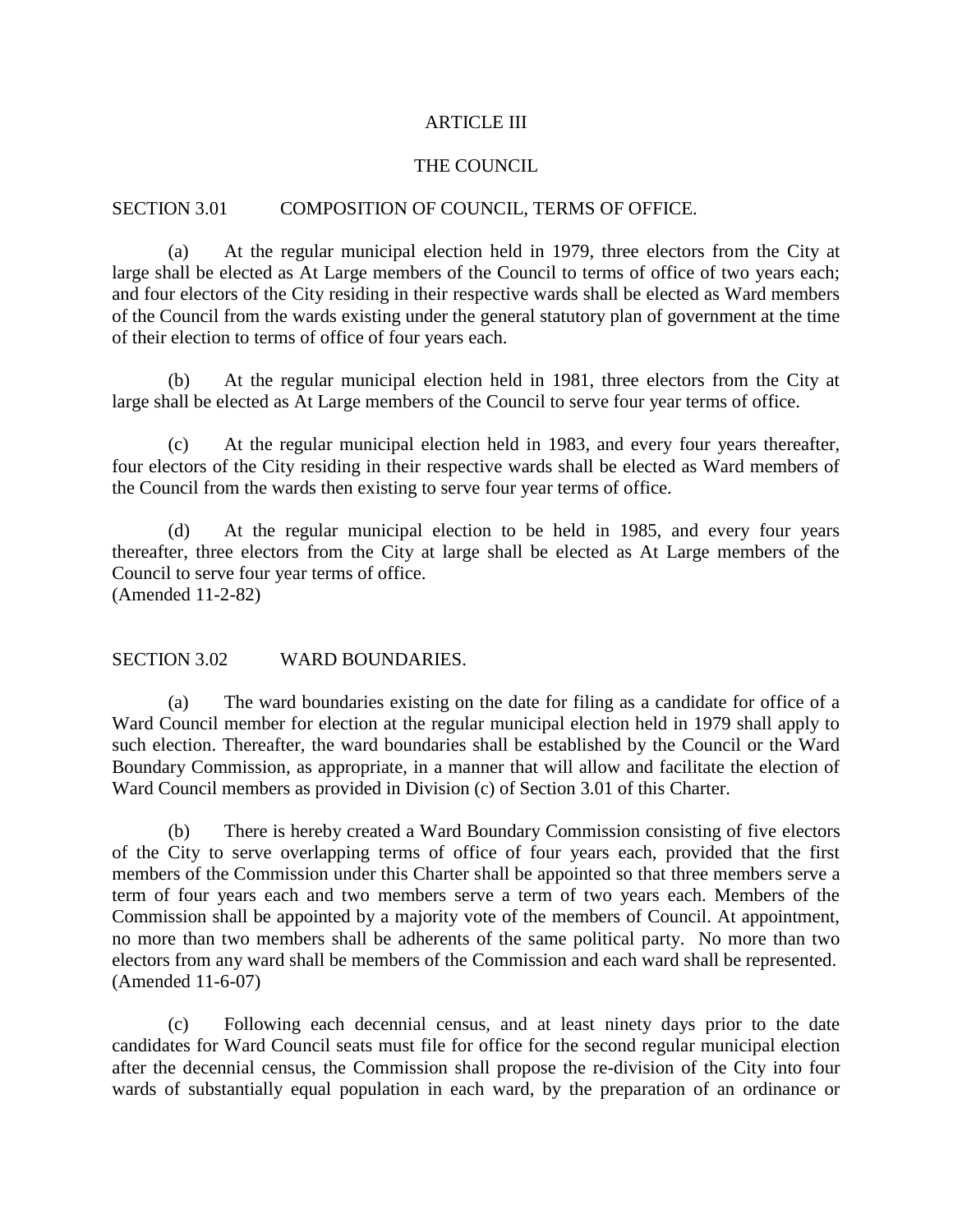# ARTICLE III

## THE COUNCIL

### SECTION 3.01 COMPOSITION OF COUNCIL, TERMS OF OFFICE.

(a) At the regular municipal election held in 1979, three electors from the City at large shall be elected as At Large members of the Council to terms of office of two years each; and four electors of the City residing in their respective wards shall be elected as Ward members of the Council from the wards existing under the general statutory plan of government at the time of their election to terms of office of four years each.

(b) At the regular municipal election held in 1981, three electors from the City at large shall be elected as At Large members of the Council to serve four year terms of office.

(c) At the regular municipal election held in 1983, and every four years thereafter, four electors of the City residing in their respective wards shall be elected as Ward members of the Council from the wards then existing to serve four year terms of office.

(d) At the regular municipal election to be held in 1985, and every four years thereafter, three electors from the City at large shall be elected as At Large members of the Council to serve four year terms of office.
(Amended 11-2-82)

### SECTION 3.02 WARD BOUNDARIES.

(a) The ward boundaries existing on the date for filing as a candidate for office of a Ward Council member for election at the regular municipal election held in 1979 shall apply to such election. Thereafter, the ward boundaries shall be established by the Council or the Ward Boundary Commission, as appropriate, in a manner that will allow and facilitate the election of Ward Council members as provided in Division (c) of Section 3.01 of this Charter.

(b) There is hereby created a Ward Boundary Commission consisting of five electors of the City to serve overlapping terms of office of four years each, provided that the first members of the Commission under this Charter shall be appointed so that three members serve a term of four years each and two members serve a term of two years each. Members of the Commission shall be appointed by a majority vote of the members of Council. At appointment, no more than two members shall be adherents of the same political party. No more than two electors from any ward shall be members of the Commission and each ward shall be represented.
(Amended 11-6-07)

(c) Following each decennial census, and at least ninety days prior to the date candidates for Ward Council seats must file for office for the second regular municipal election after the decennial census, the Commission shall propose the re-division of the City into four wards of substantially equal population in each ward, by the preparation of an ordinance or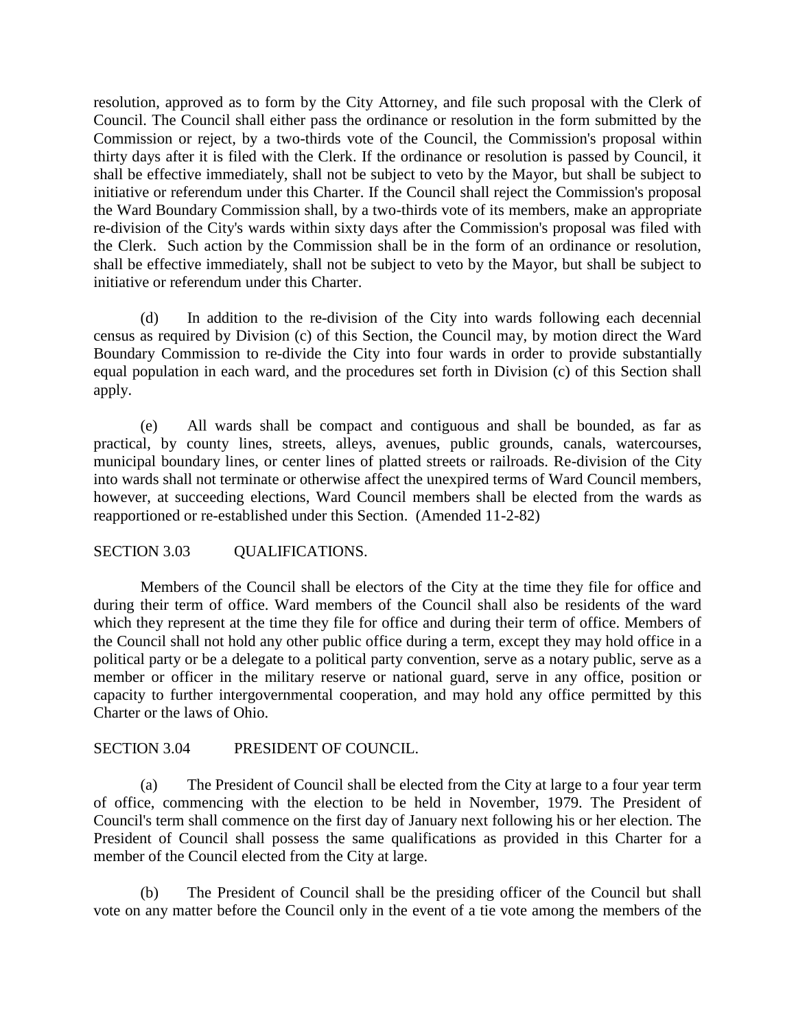resolution, approved as to form by the City Attorney, and file such proposal with the Clerk of Council. The Council shall either pass the ordinance or resolution in the form submitted by the Commission or reject, by a two-thirds vote of the Council, the Commission's proposal within thirty days after it is filed with the Clerk. If the ordinance or resolution is passed by Council, it shall be effective immediately, shall not be subject to veto by the Mayor, but shall be subject to initiative or referendum under this Charter. If the Council shall reject the Commission's proposal the Ward Boundary Commission shall, by a two-thirds vote of its members, make an appropriate re-division of the City's wards within sixty days after the Commission's proposal was filed with the Clerk. Such action by the Commission shall be in the form of an ordinance or resolution, shall be effective immediately, shall not be subject to veto by the Mayor, but shall be subject to initiative or referendum under this Charter.

(d) In addition to the re-division of the City into wards following each decennial census as required by Division (c) of this Section, the Council may, by motion direct the Ward Boundary Commission to re-divide the City into four wards in order to provide substantially equal population in each ward, and the procedures set forth in Division (c) of this Section shall apply.

(e) All wards shall be compact and contiguous and shall be bounded, as far as practical, by county lines, streets, alleys, avenues, public grounds, canals, watercourses, municipal boundary lines, or center lines of platted streets or railroads. Re-division of the City into wards shall not terminate or otherwise affect the unexpired terms of Ward Council members, however, at succeeding elections, Ward Council members shall be elected from the wards as reapportioned or re-established under this Section. (Amended 11-2-82)

## SECTION 3.03 QUALIFICATIONS.

Members of the Council shall be electors of the City at the time they file for office and during their term of office. Ward members of the Council shall also be residents of the ward which they represent at the time they file for office and during their term of office. Members of the Council shall not hold any other public office during a term, except they may hold office in a political party or be a delegate to a political party convention, serve as a notary public, serve as a member or officer in the military reserve or national guard, serve in any office, position or capacity to further intergovernmental cooperation, and may hold any office permitted by this Charter or the laws of Ohio.

## SECTION 3.04 PRESIDENT OF COUNCIL.

(a) The President of Council shall be elected from the City at large to a four year term of office, commencing with the election to be held in November, 1979. The President of Council's term shall commence on the first day of January next following his or her election. The President of Council shall possess the same qualifications as provided in this Charter for a member of the Council elected from the City at large.

(b) The President of Council shall be the presiding officer of the Council but shall vote on any matter before the Council only in the event of a tie vote among the members of the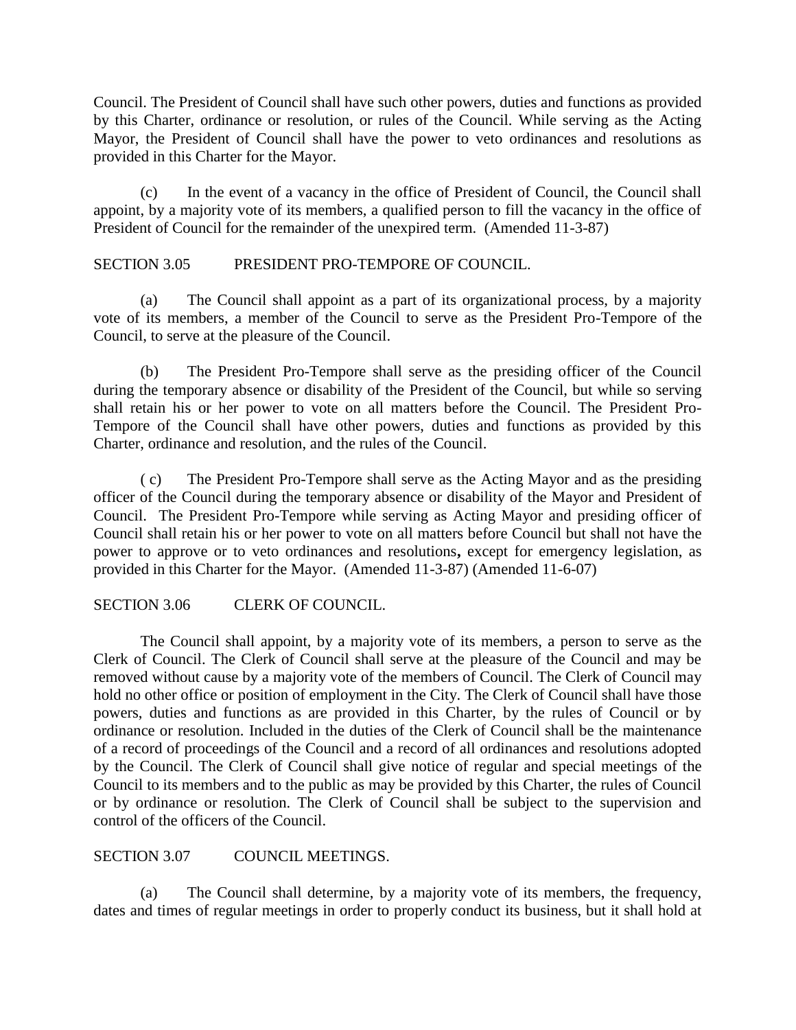Council. The President of Council shall have such other powers, duties and functions as provided by this Charter, ordinance or resolution, or rules of the Council. While serving as the Acting Mayor, the President of Council shall have the power to veto ordinances and resolutions as provided in this Charter for the Mayor.

(c) In the event of a vacancy in the office of President of Council, the Council shall appoint, by a majority vote of its members, a qualified person to fill the vacancy in the office of President of Council for the remainder of the unexpired term. (Amended 11-3-87)

SECTION 3.05 PRESIDENT PRO-TEMPORE OF COUNCIL.

(a) The Council shall appoint as a part of its organizational process, by a majority vote of its members, a member of the Council to serve as the President Pro-Tempore of the Council, to serve at the pleasure of the Council.

(b) The President Pro-Tempore shall serve as the presiding officer of the Council during the temporary absence or disability of the President of the Council, but while so serving shall retain his or her power to vote on all matters before the Council. The President Pro-Tempore of the Council shall have other powers, duties and functions as provided by this Charter, ordinance and resolution, and the rules of the Council.

( c) The President Pro-Tempore shall serve as the Acting Mayor and as the presiding officer of the Council during the temporary absence or disability of the Mayor and President of Council. The President Pro-Tempore while serving as Acting Mayor and presiding officer of Council shall retain his or her power to vote on all matters before Council but shall not have the power to approve or to veto ordinances and resolutions**,** except for emergency legislation, as provided in this Charter for the Mayor. (Amended 11-3-87) (Amended 11-6-07)

SECTION 3.06 CLERK OF COUNCIL.

The Council shall appoint, by a majority vote of its members, a person to serve as the Clerk of Council. The Clerk of Council shall serve at the pleasure of the Council and may be removed without cause by a majority vote of the members of Council. The Clerk of Council may hold no other office or position of employment in the City. The Clerk of Council shall have those powers, duties and functions as are provided in this Charter, by the rules of Council or by ordinance or resolution. Included in the duties of the Clerk of Council shall be the maintenance of a record of proceedings of the Council and a record of all ordinances and resolutions adopted by the Council. The Clerk of Council shall give notice of regular and special meetings of the Council to its members and to the public as may be provided by this Charter, the rules of Council or by ordinance or resolution. The Clerk of Council shall be subject to the supervision and control of the officers of the Council.

SECTION 3.07 COUNCIL MEETINGS.

(a) The Council shall determine, by a majority vote of its members, the frequency, dates and times of regular meetings in order to properly conduct its business, but it shall hold at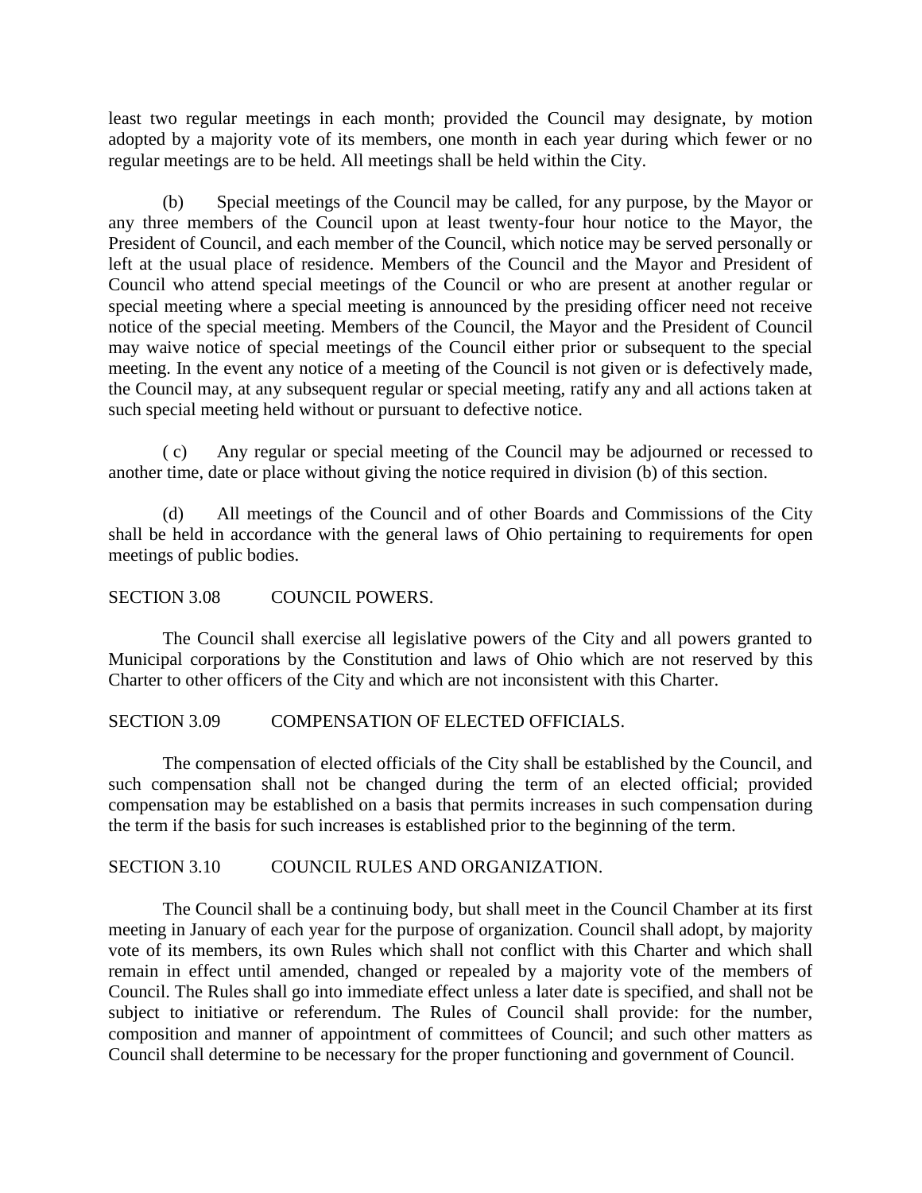least two regular meetings in each month; provided the Council may designate, by motion adopted by a majority vote of its members, one month in each year during which fewer or no regular meetings are to be held. All meetings shall be held within the City.

(b) Special meetings of the Council may be called, for any purpose, by the Mayor or any three members of the Council upon at least twenty-four hour notice to the Mayor, the President of Council, and each member of the Council, which notice may be served personally or left at the usual place of residence. Members of the Council and the Mayor and President of Council who attend special meetings of the Council or who are present at another regular or special meeting where a special meeting is announced by the presiding officer need not receive notice of the special meeting. Members of the Council, the Mayor and the President of Council may waive notice of special meetings of the Council either prior or subsequent to the special meeting. In the event any notice of a meeting of the Council is not given or is defectively made, the Council may, at any subsequent regular or special meeting, ratify any and all actions taken at such special meeting held without or pursuant to defective notice.

( c) Any regular or special meeting of the Council may be adjourned or recessed to another time, date or place without giving the notice required in division (b) of this section.

(d) All meetings of the Council and of other Boards and Commissions of the City shall be held in accordance with the general laws of Ohio pertaining to requirements for open meetings of public bodies.

## SECTION 3.08 COUNCIL POWERS.

The Council shall exercise all legislative powers of the City and all powers granted to Municipal corporations by the Constitution and laws of Ohio which are not reserved by this Charter to other officers of the City and which are not inconsistent with this Charter.

## SECTION 3.09 COMPENSATION OF ELECTED OFFICIALS.

The compensation of elected officials of the City shall be established by the Council, and such compensation shall not be changed during the term of an elected official; provided compensation may be established on a basis that permits increases in such compensation during the term if the basis for such increases is established prior to the beginning of the term.

## SECTION 3.10 COUNCIL RULES AND ORGANIZATION.

The Council shall be a continuing body, but shall meet in the Council Chamber at its first meeting in January of each year for the purpose of organization. Council shall adopt, by majority vote of its members, its own Rules which shall not conflict with this Charter and which shall remain in effect until amended, changed or repealed by a majority vote of the members of Council. The Rules shall go into immediate effect unless a later date is specified, and shall not be subject to initiative or referendum. The Rules of Council shall provide: for the number, composition and manner of appointment of committees of Council; and such other matters as Council shall determine to be necessary for the proper functioning and government of Council.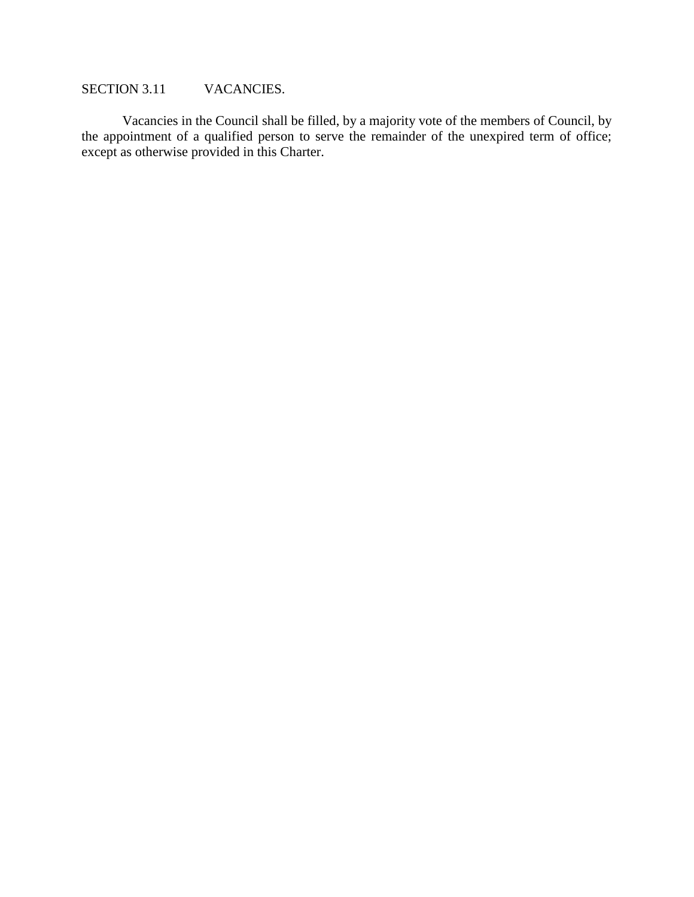## SECTION 3.11 VACANCIES.

Vacancies in the Council shall be filled, by a majority vote of the members of Council, by the appointment of a qualified person to serve the remainder of the unexpired term of office; except as otherwise provided in this Charter.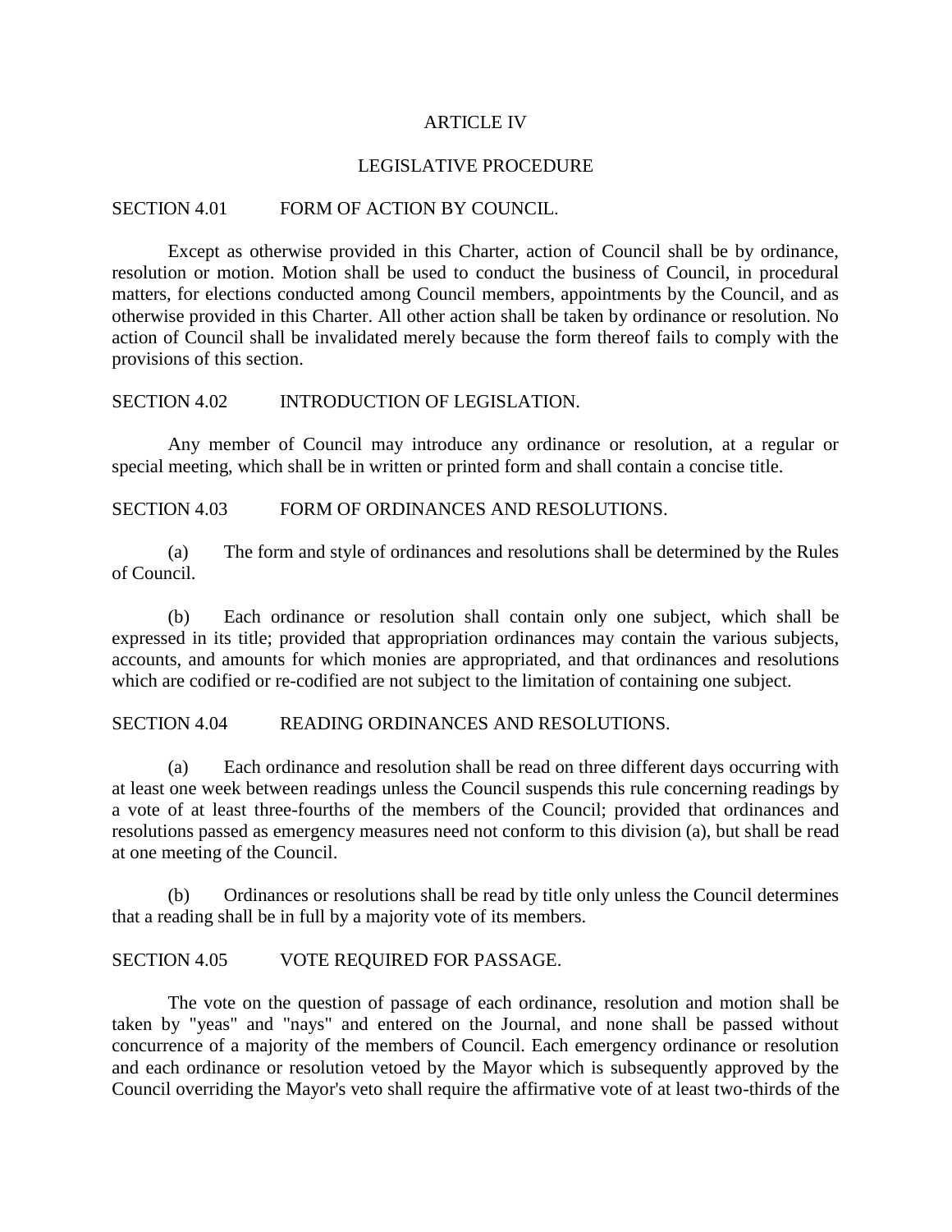# ARTICLE IV

## LEGISLATIVE PROCEDURE

### SECTION 4.01 FORM OF ACTION BY COUNCIL.

Except as otherwise provided in this Charter, action of Council shall be by ordinance, resolution or motion. Motion shall be used to conduct the business of Council, in procedural matters, for elections conducted among Council members, appointments by the Council, and as otherwise provided in this Charter. All other action shall be taken by ordinance or resolution. No action of Council shall be invalidated merely because the form thereof fails to comply with the provisions of this section.

### SECTION 4.02 INTRODUCTION OF LEGISLATION.

Any member of Council may introduce any ordinance or resolution, at a regular or special meeting, which shall be in written or printed form and shall contain a concise title.

### SECTION 4.03 FORM OF ORDINANCES AND RESOLUTIONS.

(a) The form and style of ordinances and resolutions shall be determined by the Rules of Council.

(b) Each ordinance or resolution shall contain only one subject, which shall be expressed in its title; provided that appropriation ordinances may contain the various subjects, accounts, and amounts for which monies are appropriated, and that ordinances and resolutions which are codified or re-codified are not subject to the limitation of containing one subject.

### SECTION 4.04 READING ORDINANCES AND RESOLUTIONS.

(a) Each ordinance and resolution shall be read on three different days occurring with at least one week between readings unless the Council suspends this rule concerning readings by a vote of at least three-fourths of the members of the Council; provided that ordinances and resolutions passed as emergency measures need not conform to this division (a), but shall be read at one meeting of the Council.

(b) Ordinances or resolutions shall be read by title only unless the Council determines that a reading shall be in full by a majority vote of its members.

### SECTION 4.05 VOTE REQUIRED FOR PASSAGE.

The vote on the question of passage of each ordinance, resolution and motion shall be taken by "yeas" and "nays" and entered on the Journal, and none shall be passed without concurrence of a majority of the members of Council. Each emergency ordinance or resolution and each ordinance or resolution vetoed by the Mayor which is subsequently approved by the Council overriding the Mayor's veto shall require the affirmative vote of at least two-thirds of the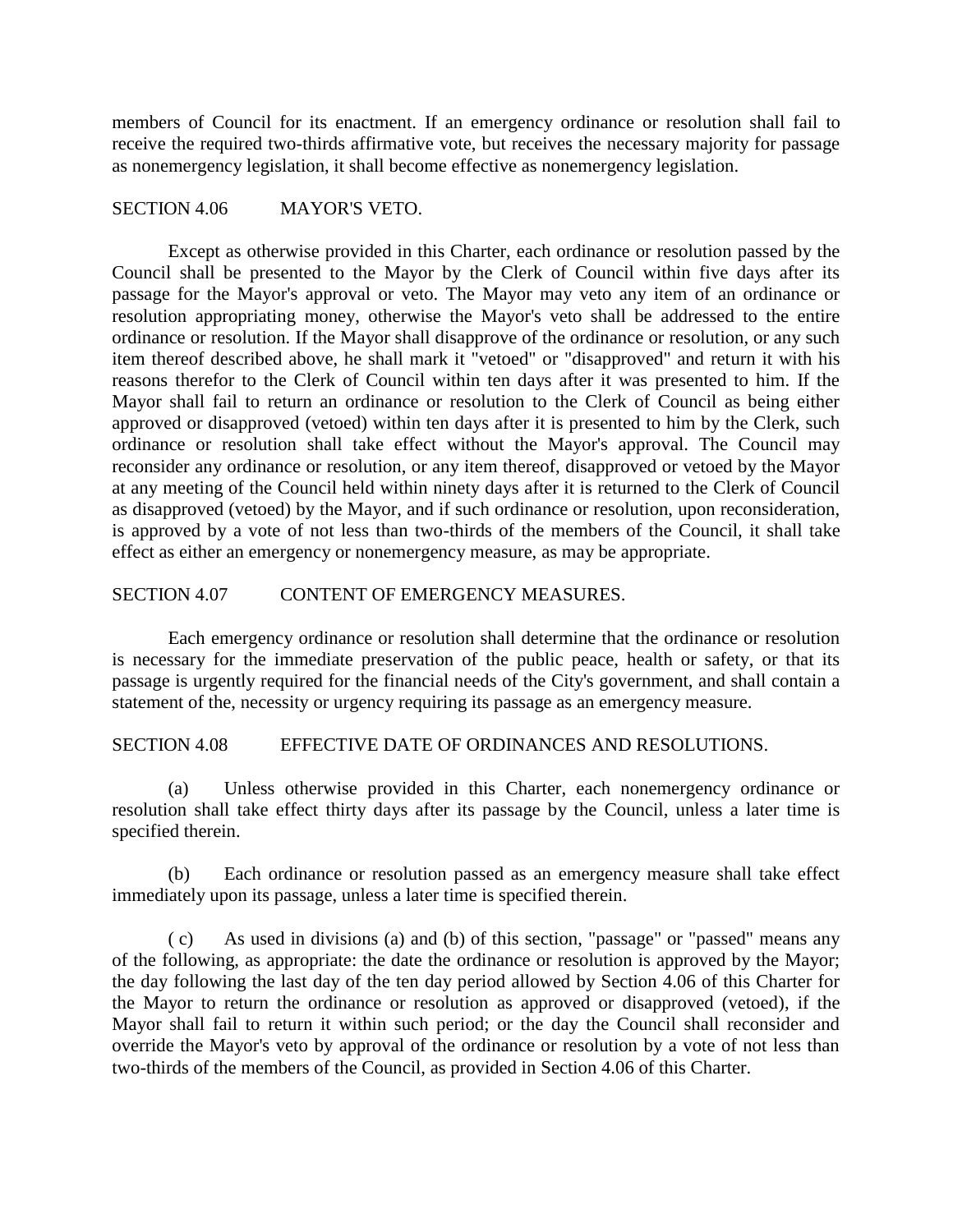members of Council for its enactment. If an emergency ordinance or resolution shall fail to receive the required two-thirds affirmative vote, but receives the necessary majority for passage as nonemergency legislation, it shall become effective as nonemergency legislation.

## SECTION 4.06 MAYOR'S VETO.

Except as otherwise provided in this Charter, each ordinance or resolution passed by the Council shall be presented to the Mayor by the Clerk of Council within five days after its passage for the Mayor's approval or veto. The Mayor may veto any item of an ordinance or resolution appropriating money, otherwise the Mayor's veto shall be addressed to the entire ordinance or resolution. If the Mayor shall disapprove of the ordinance or resolution, or any such item thereof described above, he shall mark it "vetoed" or "disapproved" and return it with his reasons therefor to the Clerk of Council within ten days after it was presented to him. If the Mayor shall fail to return an ordinance or resolution to the Clerk of Council as being either approved or disapproved (vetoed) within ten days after it is presented to him by the Clerk, such ordinance or resolution shall take effect without the Mayor's approval. The Council may reconsider any ordinance or resolution, or any item thereof, disapproved or vetoed by the Mayor at any meeting of the Council held within ninety days after it is returned to the Clerk of Council as disapproved (vetoed) by the Mayor, and if such ordinance or resolution, upon reconsideration, is approved by a vote of not less than two-thirds of the members of the Council, it shall take effect as either an emergency or nonemergency measure, as may be appropriate.

## SECTION 4.07 CONTENT OF EMERGENCY MEASURES.

Each emergency ordinance or resolution shall determine that the ordinance or resolution is necessary for the immediate preservation of the public peace, health or safety, or that its passage is urgently required for the financial needs of the City's government, and shall contain a statement of the, necessity or urgency requiring its passage as an emergency measure.

## SECTION 4.08 EFFECTIVE DATE OF ORDINANCES AND RESOLUTIONS.

(a) Unless otherwise provided in this Charter, each nonemergency ordinance or resolution shall take effect thirty days after its passage by the Council, unless a later time is specified therein.

(b) Each ordinance or resolution passed as an emergency measure shall take effect immediately upon its passage, unless a later time is specified therein.

( c) As used in divisions (a) and (b) of this section, "passage" or "passed" means any of the following, as appropriate: the date the ordinance or resolution is approved by the Mayor; the day following the last day of the ten day period allowed by Section 4.06 of this Charter for the Mayor to return the ordinance or resolution as approved or disapproved (vetoed), if the Mayor shall fail to return it within such period; or the day the Council shall reconsider and override the Mayor's veto by approval of the ordinance or resolution by a vote of not less than two-thirds of the members of the Council, as provided in Section 4.06 of this Charter.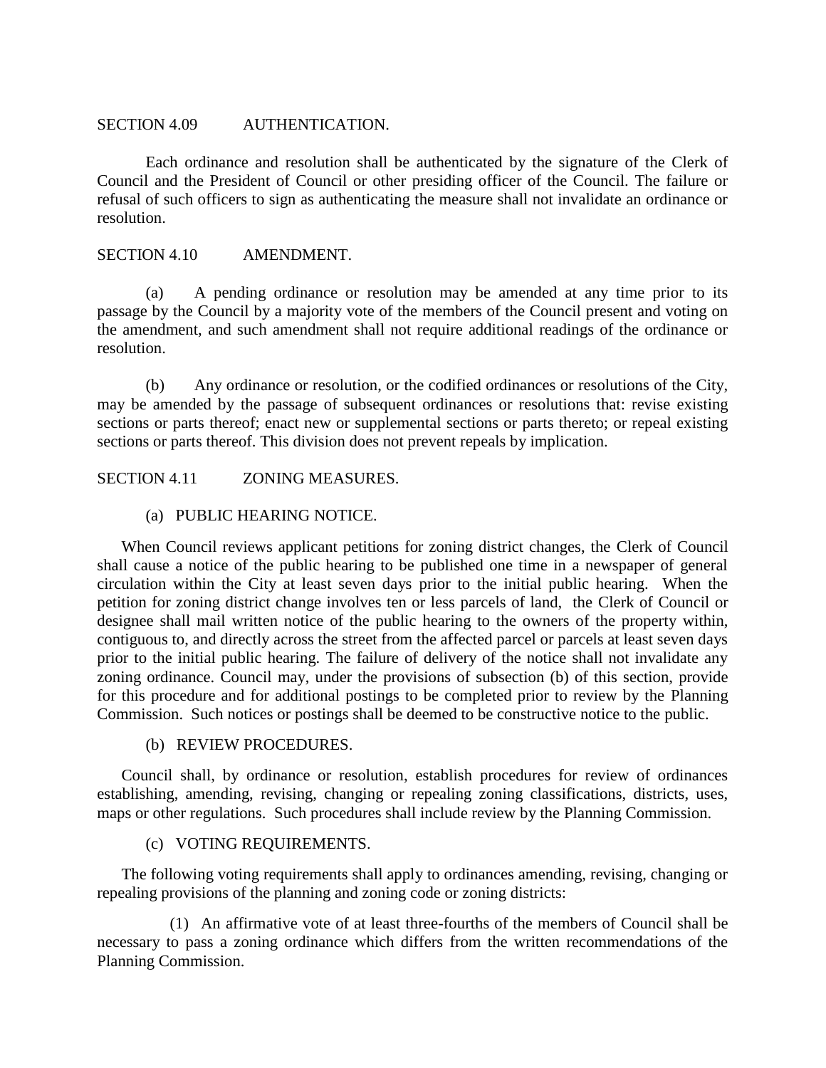## SECTION 4.09 AUTHENTICATION.

Each ordinance and resolution shall be authenticated by the signature of the Clerk of Council and the President of Council or other presiding officer of the Council. The failure or refusal of such officers to sign as authenticating the measure shall not invalidate an ordinance or resolution.

## SECTION 4.10 AMENDMENT.

(a) A pending ordinance or resolution may be amended at any time prior to its passage by the Council by a majority vote of the members of the Council present and voting on the amendment, and such amendment shall not require additional readings of the ordinance or resolution.

(b) Any ordinance or resolution, or the codified ordinances or resolutions of the City, may be amended by the passage of subsequent ordinances or resolutions that: revise existing sections or parts thereof; enact new or supplemental sections or parts thereto; or repeal existing sections or parts thereof. This division does not prevent repeals by implication.

## SECTION 4.11 ZONING MEASURES.

### (a) PUBLIC HEARING NOTICE.

When Council reviews applicant petitions for zoning district changes, the Clerk of Council shall cause a notice of the public hearing to be published one time in a newspaper of general circulation within the City at least seven days prior to the initial public hearing. When the petition for zoning district change involves ten or less parcels of land, the Clerk of Council or designee shall mail written notice of the public hearing to the owners of the property within, contiguous to, and directly across the street from the affected parcel or parcels at least seven days prior to the initial public hearing. The failure of delivery of the notice shall not invalidate any zoning ordinance. Council may, under the provisions of subsection (b) of this section, provide for this procedure and for additional postings to be completed prior to review by the Planning Commission. Such notices or postings shall be deemed to be constructive notice to the public.

### (b) REVIEW PROCEDURES.

Council shall, by ordinance or resolution, establish procedures for review of ordinances establishing, amending, revising, changing or repealing zoning classifications, districts, uses, maps or other regulations. Such procedures shall include review by the Planning Commission.

### (c) VOTING REQUIREMENTS.

The following voting requirements shall apply to ordinances amending, revising, changing or repealing provisions of the planning and zoning code or zoning districts:

(1) An affirmative vote of at least three-fourths of the members of Council shall be necessary to pass a zoning ordinance which differs from the written recommendations of the Planning Commission.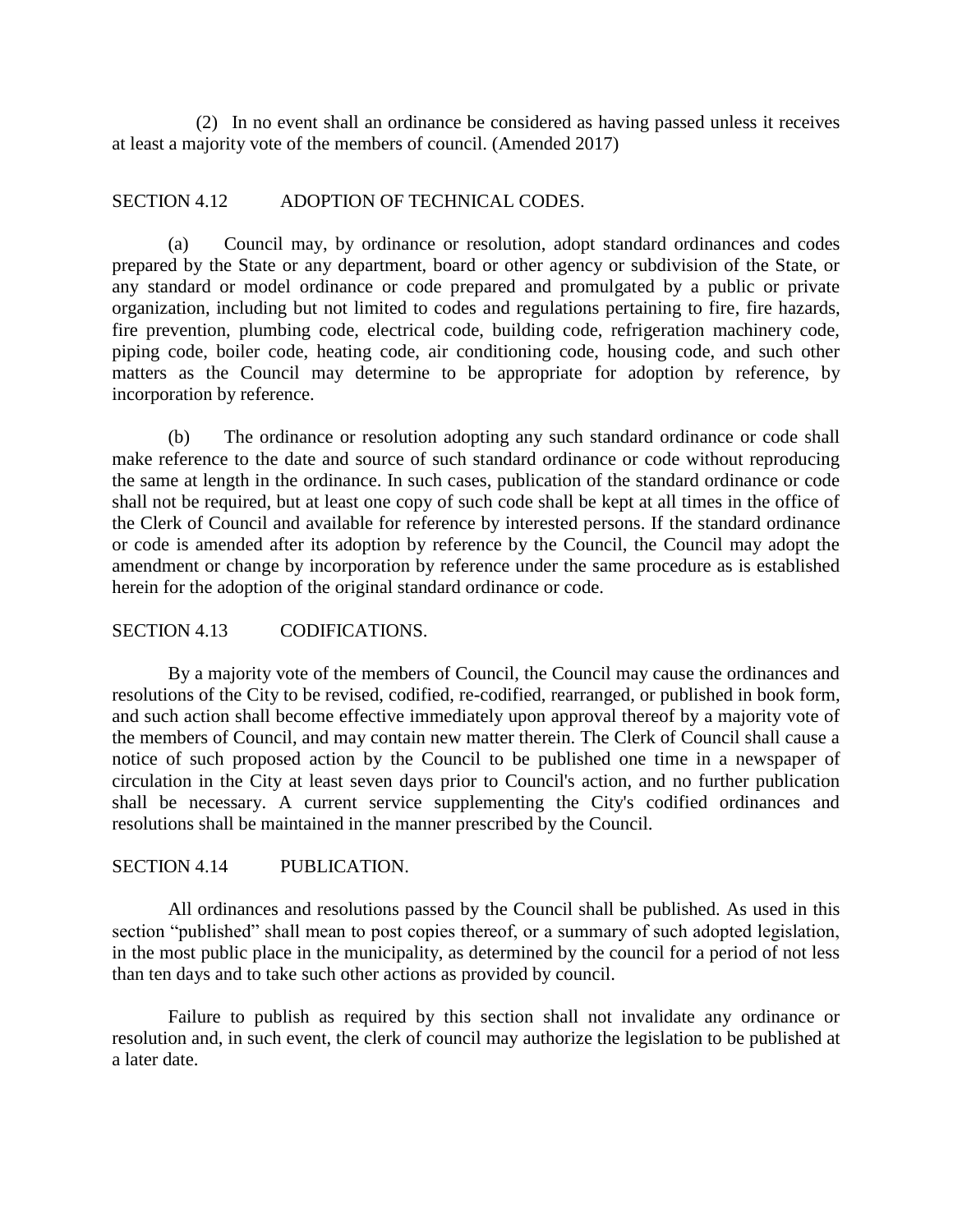(2) In no event shall an ordinance be considered as having passed unless it receives at least a majority vote of the members of council. (Amended 2017)

## SECTION 4.12 ADOPTION OF TECHNICAL CODES.

(a) Council may, by ordinance or resolution, adopt standard ordinances and codes prepared by the State or any department, board or other agency or subdivision of the State, or any standard or model ordinance or code prepared and promulgated by a public or private organization, including but not limited to codes and regulations pertaining to fire, fire hazards, fire prevention, plumbing code, electrical code, building code, refrigeration machinery code, piping code, boiler code, heating code, air conditioning code, housing code, and such other matters as the Council may determine to be appropriate for adoption by reference, by incorporation by reference.

(b) The ordinance or resolution adopting any such standard ordinance or code shall make reference to the date and source of such standard ordinance or code without reproducing the same at length in the ordinance. In such cases, publication of the standard ordinance or code shall not be required, but at least one copy of such code shall be kept at all times in the office of the Clerk of Council and available for reference by interested persons. If the standard ordinance or code is amended after its adoption by reference by the Council, the Council may adopt the amendment or change by incorporation by reference under the same procedure as is established herein for the adoption of the original standard ordinance or code.

## SECTION 4.13 CODIFICATIONS.

By a majority vote of the members of Council, the Council may cause the ordinances and resolutions of the City to be revised, codified, re-codified, rearranged, or published in book form, and such action shall become effective immediately upon approval thereof by a majority vote of the members of Council, and may contain new matter therein. The Clerk of Council shall cause a notice of such proposed action by the Council to be published one time in a newspaper of circulation in the City at least seven days prior to Council's action, and no further publication shall be necessary. A current service supplementing the City's codified ordinances and resolutions shall be maintained in the manner prescribed by the Council.

## SECTION 4.14 PUBLICATION.

All ordinances and resolutions passed by the Council shall be published. As used in this section "published" shall mean to post copies thereof, or a summary of such adopted legislation, in the most public place in the municipality, as determined by the council for a period of not less than ten days and to take such other actions as provided by council.

Failure to publish as required by this section shall not invalidate any ordinance or resolution and, in such event, the clerk of council may authorize the legislation to be published at a later date.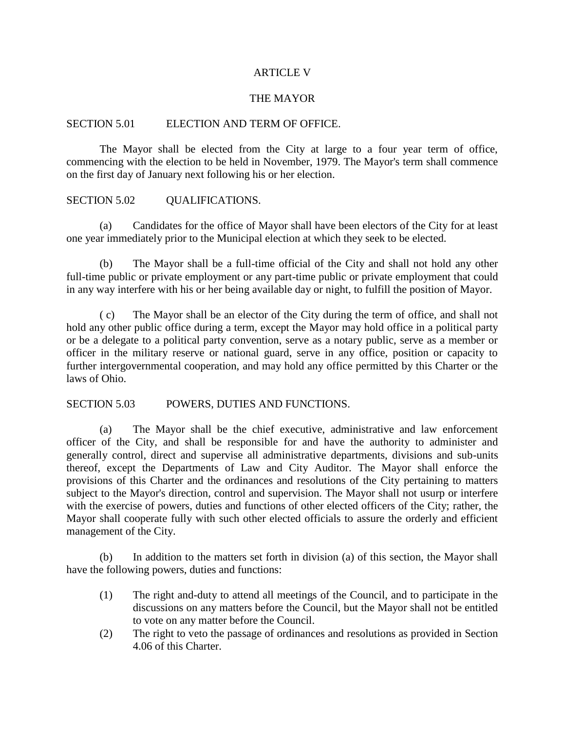# ARTICLE V

## THE MAYOR

### SECTION 5.01 ELECTION AND TERM OF OFFICE.

The Mayor shall be elected from the City at large to a four year term of office, commencing with the election to be held in November, 1979. The Mayor's term shall commence on the first day of January next following his or her election.

### SECTION 5.02 QUALIFICATIONS.

(a) Candidates for the office of Mayor shall have been electors of the City for at least one year immediately prior to the Municipal election at which they seek to be elected.

(b) The Mayor shall be a full-time official of the City and shall not hold any other full-time public or private employment or any part-time public or private employment that could in any way interfere with his or her being available day or night, to fulfill the position of Mayor.

( c) The Mayor shall be an elector of the City during the term of office, and shall not hold any other public office during a term, except the Mayor may hold office in a political party or be a delegate to a political party convention, serve as a notary public, serve as a member or officer in the military reserve or national guard, serve in any office, position or capacity to further intergovernmental cooperation, and may hold any office permitted by this Charter or the laws of Ohio.

### SECTION 5.03 POWERS, DUTIES AND FUNCTIONS.

(a) The Mayor shall be the chief executive, administrative and law enforcement officer of the City, and shall be responsible for and have the authority to administer and generally control, direct and supervise all administrative departments, divisions and sub-units thereof, except the Departments of Law and City Auditor. The Mayor shall enforce the provisions of this Charter and the ordinances and resolutions of the City pertaining to matters subject to the Mayor's direction, control and supervision. The Mayor shall not usurp or interfere with the exercise of powers, duties and functions of other elected officers of the City; rather, the Mayor shall cooperate fully with such other elected officials to assure the orderly and efficient management of the City.

(b) In addition to the matters set forth in division (a) of this section, the Mayor shall have the following powers, duties and functions:

(1) The right and-duty to attend all meetings of the Council, and to participate in the discussions on any matters before the Council, but the Mayor shall not be entitled to vote on any matter before the Council.

(2) The right to veto the passage of ordinances and resolutions as provided in Section 4.06 of this Charter.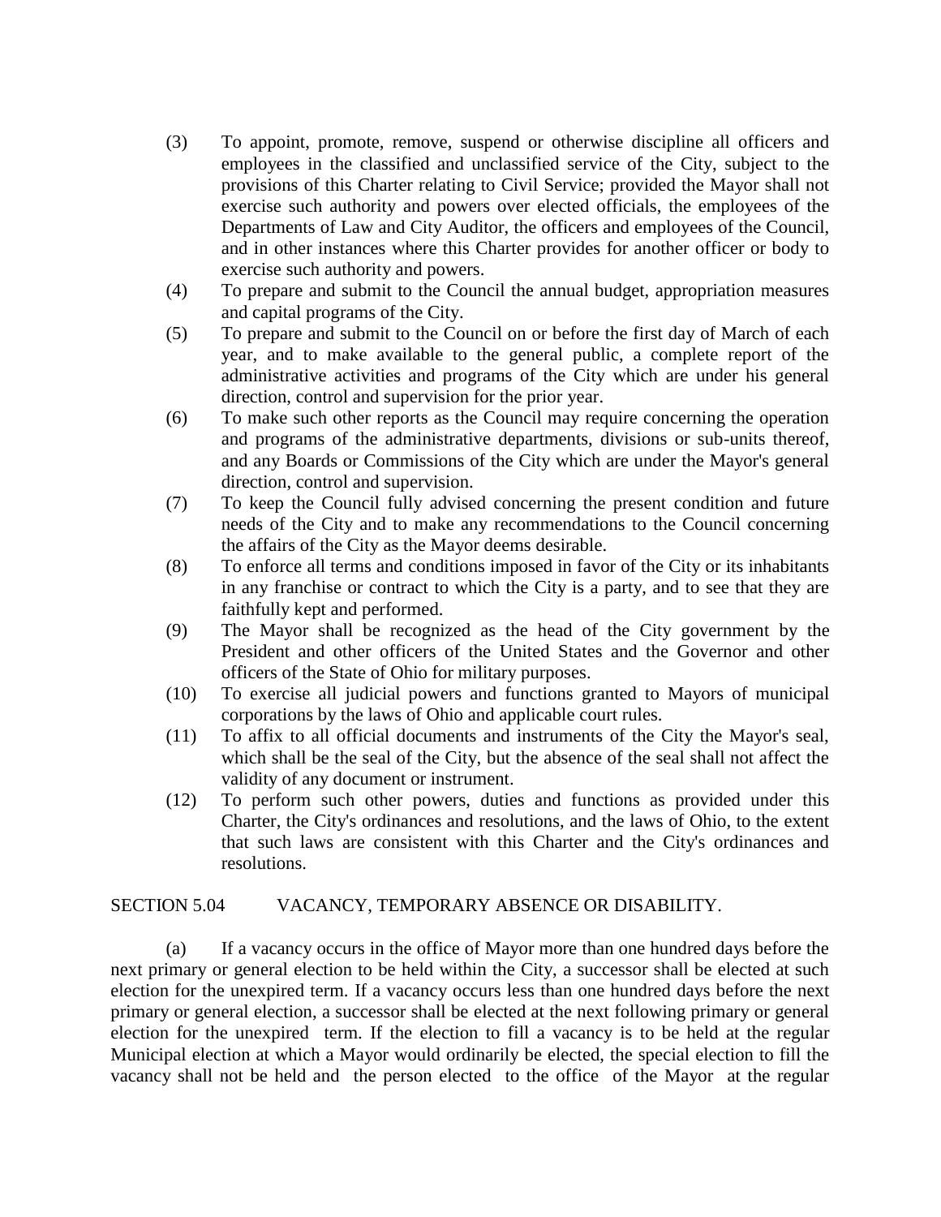(3) To appoint, promote, remove, suspend or otherwise discipline all officers and employees in the classified and unclassified service of the City, subject to the provisions of this Charter relating to Civil Service; provided the Mayor shall not exercise such authority and powers over elected officials, the employees of the Departments of Law and City Auditor, the officers and employees of the Council, and in other instances where this Charter provides for another officer or body to exercise such authority and powers.

(4) To prepare and submit to the Council the annual budget, appropriation measures and capital programs of the City.

(5) To prepare and submit to the Council on or before the first day of March of each year, and to make available to the general public, a complete report of the administrative activities and programs of the City which are under his general direction, control and supervision for the prior year.

(6) To make such other reports as the Council may require concerning the operation and programs of the administrative departments, divisions or sub-units thereof, and any Boards or Commissions of the City which are under the Mayor's general direction, control and supervision.

(7) To keep the Council fully advised concerning the present condition and future needs of the City and to make any recommendations to the Council concerning the affairs of the City as the Mayor deems desirable.

(8) To enforce all terms and conditions imposed in favor of the City or its inhabitants in any franchise or contract to which the City is a party, and to see that they are faithfully kept and performed.

(9) The Mayor shall be recognized as the head of the City government by the President and other officers of the United States and the Governor and other officers of the State of Ohio for military purposes.

(10) To exercise all judicial powers and functions granted to Mayors of municipal corporations by the laws of Ohio and applicable court rules.

(11) To affix to all official documents and instruments of the City the Mayor's seal, which shall be the seal of the City, but the absence of the seal shall not affect the validity of any document or instrument.

(12) To perform such other powers, duties and functions as provided under this Charter, the City's ordinances and resolutions, and the laws of Ohio, to the extent that such laws are consistent with this Charter and the City's ordinances and resolutions.

## SECTION 5.04 VACANCY, TEMPORARY ABSENCE OR DISABILITY.

(a) If a vacancy occurs in the office of Mayor more than one hundred days before the next primary or general election to be held within the City, a successor shall be elected at such election for the unexpired term. If a vacancy occurs less than one hundred days before the next primary or general election, a successor shall be elected at the next following primary or general election for the unexpired term. If the election to fill a vacancy is to be held at the regular Municipal election at which a Mayor would ordinarily be elected, the special election to fill the vacancy shall not be held and the person elected to the office of the Mayor at the regular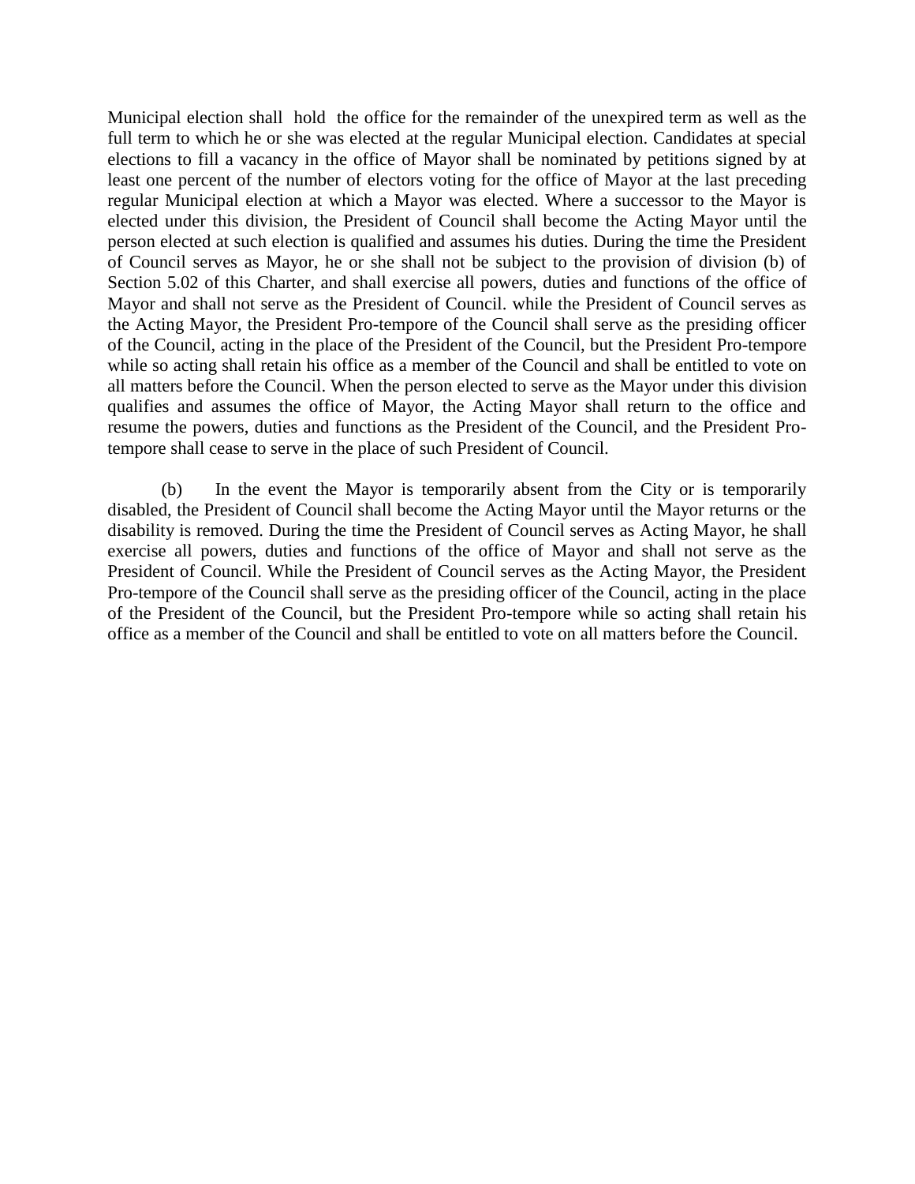Municipal election shall hold the office for the remainder of the unexpired term as well as the full term to which he or she was elected at the regular Municipal election. Candidates at special elections to fill a vacancy in the office of Mayor shall be nominated by petitions signed by at least one percent of the number of electors voting for the office of Mayor at the last preceding regular Municipal election at which a Mayor was elected. Where a successor to the Mayor is elected under this division, the President of Council shall become the Acting Mayor until the person elected at such election is qualified and assumes his duties. During the time the President of Council serves as Mayor, he or she shall not be subject to the provision of division (b) of Section 5.02 of this Charter, and shall exercise all powers, duties and functions of the office of Mayor and shall not serve as the President of Council. while the President of Council serves as the Acting Mayor, the President Pro-tempore of the Council shall serve as the presiding officer of the Council, acting in the place of the President of the Council, but the President Pro-tempore while so acting shall retain his office as a member of the Council and shall be entitled to vote on all matters before the Council. When the person elected to serve as the Mayor under this division qualifies and assumes the office of Mayor, the Acting Mayor shall return to the office and resume the powers, duties and functions as the President of the Council, and the President Pro-tempore shall cease to serve in the place of such President of Council.

(b) In the event the Mayor is temporarily absent from the City or is temporarily disabled, the President of Council shall become the Acting Mayor until the Mayor returns or the disability is removed. During the time the President of Council serves as Acting Mayor, he shall exercise all powers, duties and functions of the office of Mayor and shall not serve as the President of Council. While the President of Council serves as the Acting Mayor, the President Pro-tempore of the Council shall serve as the presiding officer of the Council, acting in the place of the President of the Council, but the President Pro-tempore while so acting shall retain his office as a member of the Council and shall be entitled to vote on all matters before the Council.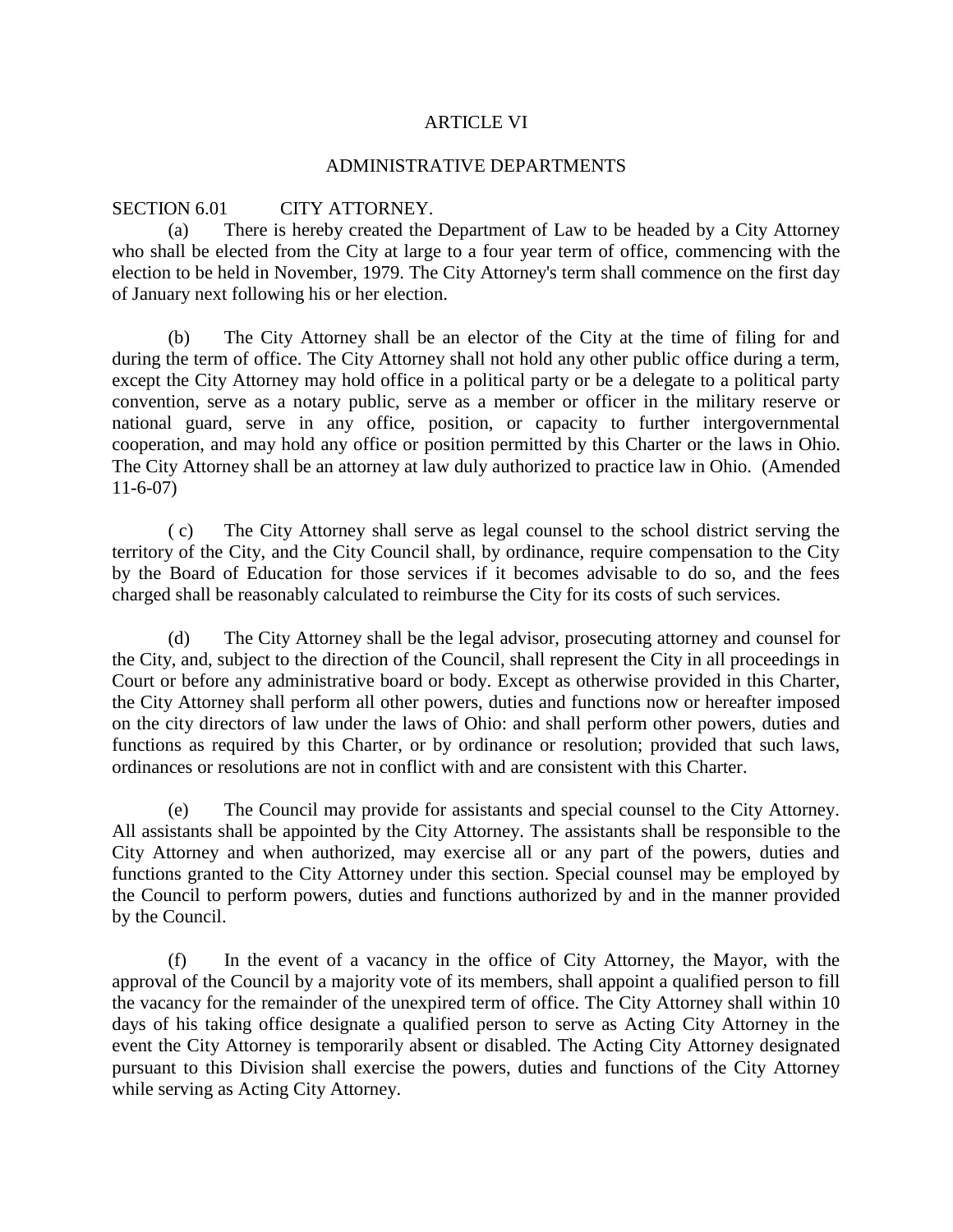# ARTICLE VI

## ADMINISTRATIVE DEPARTMENTS

### SECTION 6.01 CITY ATTORNEY.

(a) There is hereby created the Department of Law to be headed by a City Attorney who shall be elected from the City at large to a four year term of office, commencing with the election to be held in November, 1979. The City Attorney's term shall commence on the first day of January next following his or her election.

(b) The City Attorney shall be an elector of the City at the time of filing for and during the term of office. The City Attorney shall not hold any other public office during a term, except the City Attorney may hold office in a political party or be a delegate to a political party convention, serve as a notary public, serve as a member or officer in the military reserve or national guard, serve in any office, position, or capacity to further intergovernmental cooperation, and may hold any office or position permitted by this Charter or the laws in Ohio. The City Attorney shall be an attorney at law duly authorized to practice law in Ohio. (Amended 11-6-07)

( c) The City Attorney shall serve as legal counsel to the school district serving the territory of the City, and the City Council shall, by ordinance, require compensation to the City by the Board of Education for those services if it becomes advisable to do so, and the fees charged shall be reasonably calculated to reimburse the City for its costs of such services.

(d) The City Attorney shall be the legal advisor, prosecuting attorney and counsel for the City, and, subject to the direction of the Council, shall represent the City in all proceedings in Court or before any administrative board or body. Except as otherwise provided in this Charter, the City Attorney shall perform all other powers, duties and functions now or hereafter imposed on the city directors of law under the laws of Ohio: and shall perform other powers, duties and functions as required by this Charter, or by ordinance or resolution; provided that such laws, ordinances or resolutions are not in conflict with and are consistent with this Charter.

(e) The Council may provide for assistants and special counsel to the City Attorney. All assistants shall be appointed by the City Attorney. The assistants shall be responsible to the City Attorney and when authorized, may exercise all or any part of the powers, duties and functions granted to the City Attorney under this section. Special counsel may be employed by the Council to perform powers, duties and functions authorized by and in the manner provided by the Council.

(f) In the event of a vacancy in the office of City Attorney, the Mayor, with the approval of the Council by a majority vote of its members, shall appoint a qualified person to fill the vacancy for the remainder of the unexpired term of office. The City Attorney shall within 10 days of his taking office designate a qualified person to serve as Acting City Attorney in the event the City Attorney is temporarily absent or disabled. The Acting City Attorney designated pursuant to this Division shall exercise the powers, duties and functions of the City Attorney while serving as Acting City Attorney.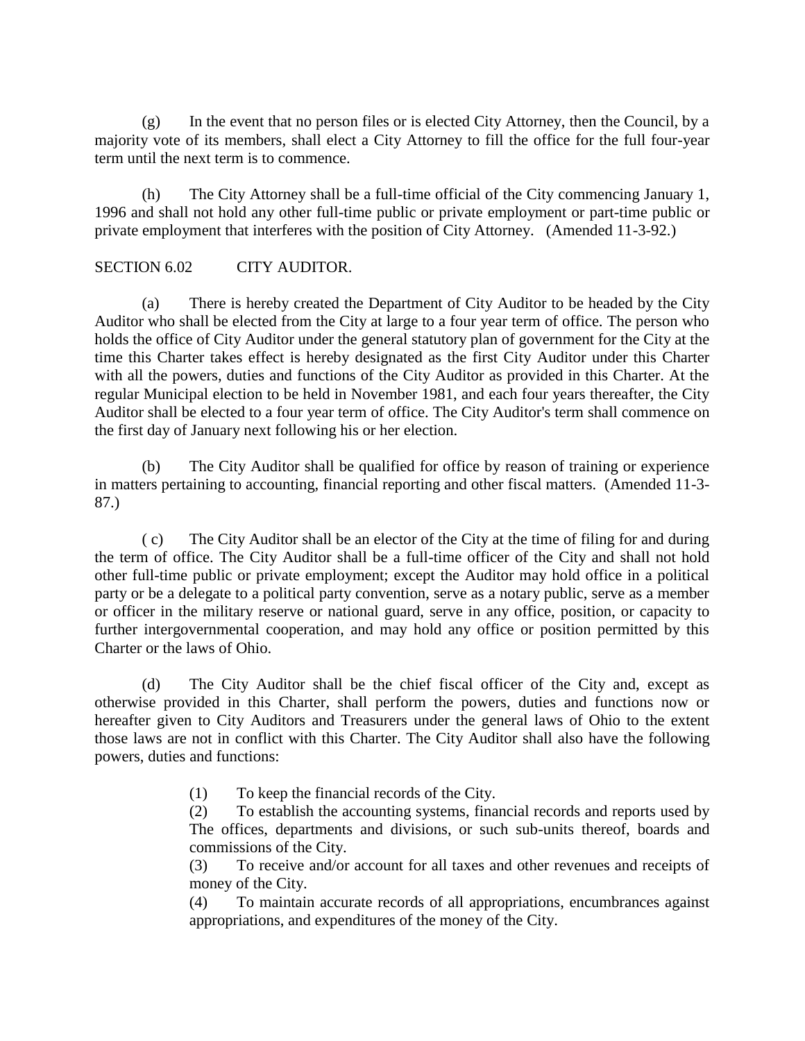(g) In the event that no person files or is elected City Attorney, then the Council, by a majority vote of its members, shall elect a City Attorney to fill the office for the full four-year term until the next term is to commence.

(h) The City Attorney shall be a full-time official of the City commencing January 1, 1996 and shall not hold any other full-time public or private employment or part-time public or private employment that interferes with the position of City Attorney. (Amended 11-3-92.)

## SECTION 6.02 CITY AUDITOR.

(a) There is hereby created the Department of City Auditor to be headed by the City Auditor who shall be elected from the City at large to a four year term of office. The person who holds the office of City Auditor under the general statutory plan of government for the City at the time this Charter takes effect is hereby designated as the first City Auditor under this Charter with all the powers, duties and functions of the City Auditor as provided in this Charter. At the regular Municipal election to be held in November 1981, and each four years thereafter, the City Auditor shall be elected to a four year term of office. The City Auditor's term shall commence on the first day of January next following his or her election.

(b) The City Auditor shall be qualified for office by reason of training or experience in matters pertaining to accounting, financial reporting and other fiscal matters. (Amended 11-3-87.)

( c) The City Auditor shall be an elector of the City at the time of filing for and during the term of office. The City Auditor shall be a full-time officer of the City and shall not hold other full-time public or private employment; except the Auditor may hold office in a political party or be a delegate to a political party convention, serve as a notary public, serve as a member or officer in the military reserve or national guard, serve in any office, position, or capacity to further intergovernmental cooperation, and may hold any office or position permitted by this Charter or the laws of Ohio.

(d) The City Auditor shall be the chief fiscal officer of the City and, except as otherwise provided in this Charter, shall perform the powers, duties and functions now or hereafter given to City Auditors and Treasurers under the general laws of Ohio to the extent those laws are not in conflict with this Charter. The City Auditor shall also have the following powers, duties and functions:

(1) To keep the financial records of the City.

(2) To establish the accounting systems, financial records and reports used by The offices, departments and divisions, or such sub-units thereof, boards and commissions of the City.

(3) To receive and/or account for all taxes and other revenues and receipts of money of the City.

(4) To maintain accurate records of all appropriations, encumbrances against appropriations, and expenditures of the money of the City.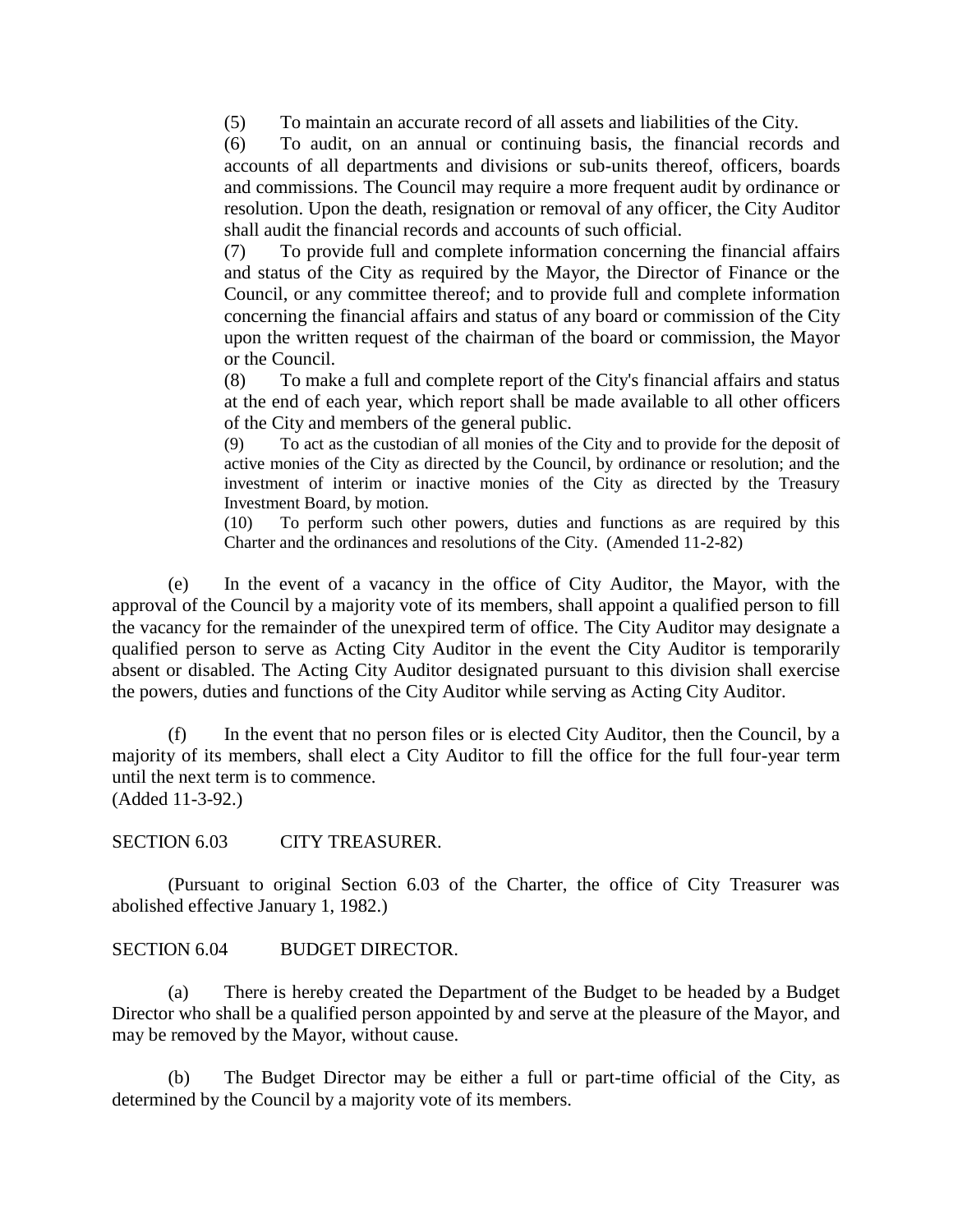(5) To maintain an accurate record of all assets and liabilities of the City.

(6) To audit, on an annual or continuing basis, the financial records and accounts of all departments and divisions or sub-units thereof, officers, boards and commissions. The Council may require a more frequent audit by ordinance or resolution. Upon the death, resignation or removal of any officer, the City Auditor shall audit the financial records and accounts of such official.

(7) To provide full and complete information concerning the financial affairs and status of the City as required by the Mayor, the Director of Finance or the Council, or any committee thereof; and to provide full and complete information concerning the financial affairs and status of any board or commission of the City upon the written request of the chairman of the board or commission, the Mayor or the Council.

(8) To make a full and complete report of the City's financial affairs and status at the end of each year, which report shall be made available to all other officers of the City and members of the general public.

(9) To act as the custodian of all monies of the City and to provide for the deposit of active monies of the City as directed by the Council, by ordinance or resolution; and the investment of interim or inactive monies of the City as directed by the Treasury Investment Board, by motion.

(10) To perform such other powers, duties and functions as are required by this Charter and the ordinances and resolutions of the City. (Amended 11-2-82)

(e) In the event of a vacancy in the office of City Auditor, the Mayor, with the approval of the Council by a majority vote of its members, shall appoint a qualified person to fill the vacancy for the remainder of the unexpired term of office. The City Auditor may designate a qualified person to serve as Acting City Auditor in the event the City Auditor is temporarily absent or disabled. The Acting City Auditor designated pursuant to this division shall exercise the powers, duties and functions of the City Auditor while serving as Acting City Auditor.

(f) In the event that no person files or is elected City Auditor, then the Council, by a majority of its members, shall elect a City Auditor to fill the office for the full four-year term until the next term is to commence.
(Added 11-3-92.)

SECTION 6.03 CITY TREASURER.

(Pursuant to original Section 6.03 of the Charter, the office of City Treasurer was abolished effective January 1, 1982.)

SECTION 6.04 BUDGET DIRECTOR.

(a) There is hereby created the Department of the Budget to be headed by a Budget Director who shall be a qualified person appointed by and serve at the pleasure of the Mayor, and may be removed by the Mayor, without cause.

(b) The Budget Director may be either a full or part-time official of the City, as determined by the Council by a majority vote of its members.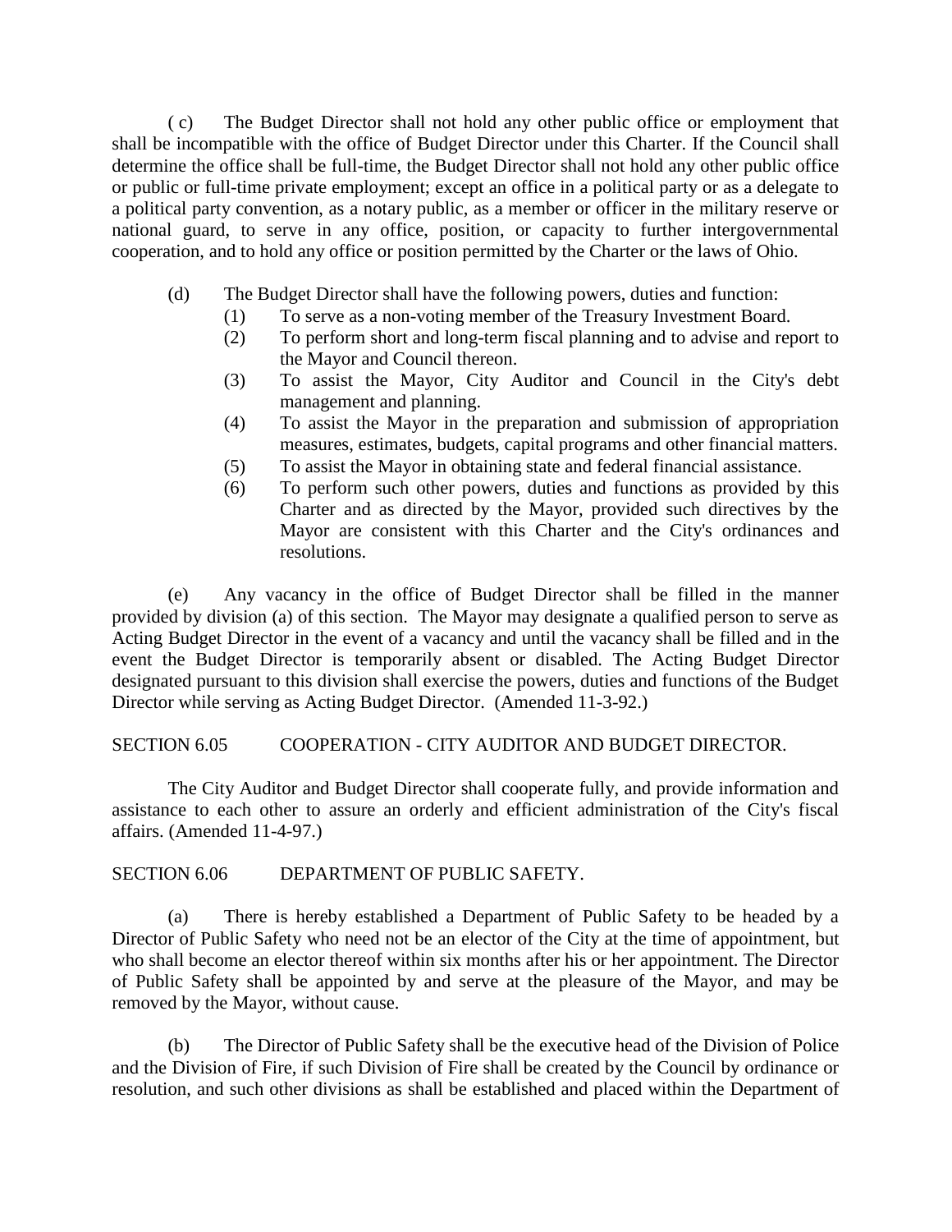( c) The Budget Director shall not hold any other public office or employment that shall be incompatible with the office of Budget Director under this Charter. If the Council shall determine the office shall be full-time, the Budget Director shall not hold any other public office or public or full-time private employment; except an office in a political party or as a delegate to a political party convention, as a notary public, as a member or officer in the military reserve or national guard, to serve in any office, position, or capacity to further intergovernmental cooperation, and to hold any office or position permitted by the Charter or the laws of Ohio.

(d) The Budget Director shall have the following powers, duties and function:

(1) To serve as a non-voting member of the Treasury Investment Board.

(2) To perform short and long-term fiscal planning and to advise and report to the Mayor and Council thereon.

(3) To assist the Mayor, City Auditor and Council in the City's debt management and planning.

(4) To assist the Mayor in the preparation and submission of appropriation measures, estimates, budgets, capital programs and other financial matters.

(5) To assist the Mayor in obtaining state and federal financial assistance.

(6) To perform such other powers, duties and functions as provided by this Charter and as directed by the Mayor, provided such directives by the Mayor are consistent with this Charter and the City's ordinances and resolutions.

(e) Any vacancy in the office of Budget Director shall be filled in the manner provided by division (a) of this section. The Mayor may designate a qualified person to serve as Acting Budget Director in the event of a vacancy and until the vacancy shall be filled and in the event the Budget Director is temporarily absent or disabled. The Acting Budget Director designated pursuant to this division shall exercise the powers, duties and functions of the Budget Director while serving as Acting Budget Director. (Amended 11-3-92.)

SECTION 6.05 COOPERATION - CITY AUDITOR AND BUDGET DIRECTOR.

The City Auditor and Budget Director shall cooperate fully, and provide information and assistance to each other to assure an orderly and efficient administration of the City's fiscal affairs. (Amended 11-4-97.)

SECTION 6.06 DEPARTMENT OF PUBLIC SAFETY.

(a) There is hereby established a Department of Public Safety to be headed by a Director of Public Safety who need not be an elector of the City at the time of appointment, but who shall become an elector thereof within six months after his or her appointment. The Director of Public Safety shall be appointed by and serve at the pleasure of the Mayor, and may be removed by the Mayor, without cause.

(b) The Director of Public Safety shall be the executive head of the Division of Police and the Division of Fire, if such Division of Fire shall be created by the Council by ordinance or resolution, and such other divisions as shall be established and placed within the Department of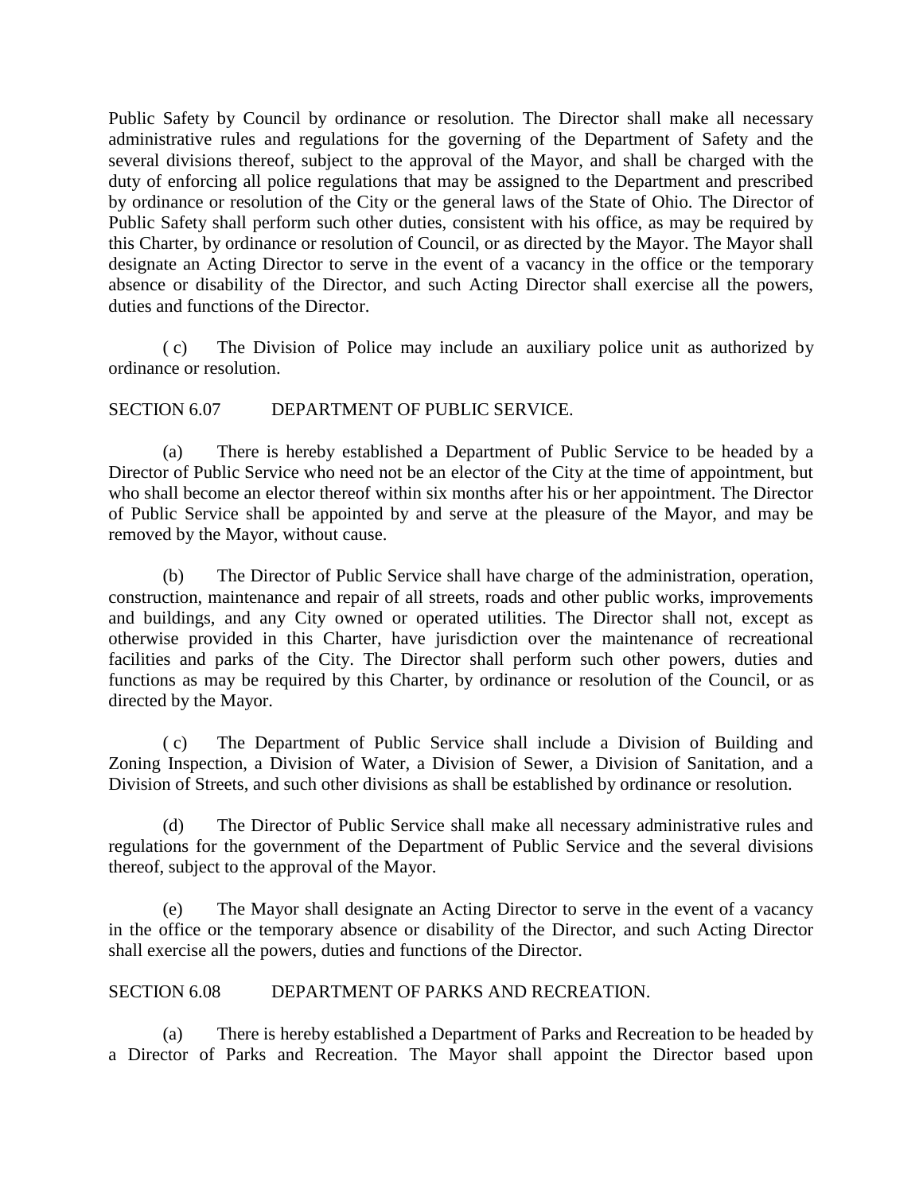Public Safety by Council by ordinance or resolution. The Director shall make all necessary administrative rules and regulations for the governing of the Department of Safety and the several divisions thereof, subject to the approval of the Mayor, and shall be charged with the duty of enforcing all police regulations that may be assigned to the Department and prescribed by ordinance or resolution of the City or the general laws of the State of Ohio. The Director of Public Safety shall perform such other duties, consistent with his office, as may be required by this Charter, by ordinance or resolution of Council, or as directed by the Mayor. The Mayor shall designate an Acting Director to serve in the event of a vacancy in the office or the temporary absence or disability of the Director, and such Acting Director shall exercise all the powers, duties and functions of the Director.

( c) The Division of Police may include an auxiliary police unit as authorized by ordinance or resolution.

SECTION 6.07 DEPARTMENT OF PUBLIC SERVICE.

(a) There is hereby established a Department of Public Service to be headed by a Director of Public Service who need not be an elector of the City at the time of appointment, but who shall become an elector thereof within six months after his or her appointment. The Director of Public Service shall be appointed by and serve at the pleasure of the Mayor, and may be removed by the Mayor, without cause.

(b) The Director of Public Service shall have charge of the administration, operation, construction, maintenance and repair of all streets, roads and other public works, improvements and buildings, and any City owned or operated utilities. The Director shall not, except as otherwise provided in this Charter, have jurisdiction over the maintenance of recreational facilities and parks of the City. The Director shall perform such other powers, duties and functions as may be required by this Charter, by ordinance or resolution of the Council, or as directed by the Mayor.

( c) The Department of Public Service shall include a Division of Building and Zoning Inspection, a Division of Water, a Division of Sewer, a Division of Sanitation, and a Division of Streets, and such other divisions as shall be established by ordinance or resolution.

(d) The Director of Public Service shall make all necessary administrative rules and regulations for the government of the Department of Public Service and the several divisions thereof, subject to the approval of the Mayor.

(e) The Mayor shall designate an Acting Director to serve in the event of a vacancy in the office or the temporary absence or disability of the Director, and such Acting Director shall exercise all the powers, duties and functions of the Director.

SECTION 6.08 DEPARTMENT OF PARKS AND RECREATION.

(a) There is hereby established a Department of Parks and Recreation to be headed by a Director of Parks and Recreation. The Mayor shall appoint the Director based upon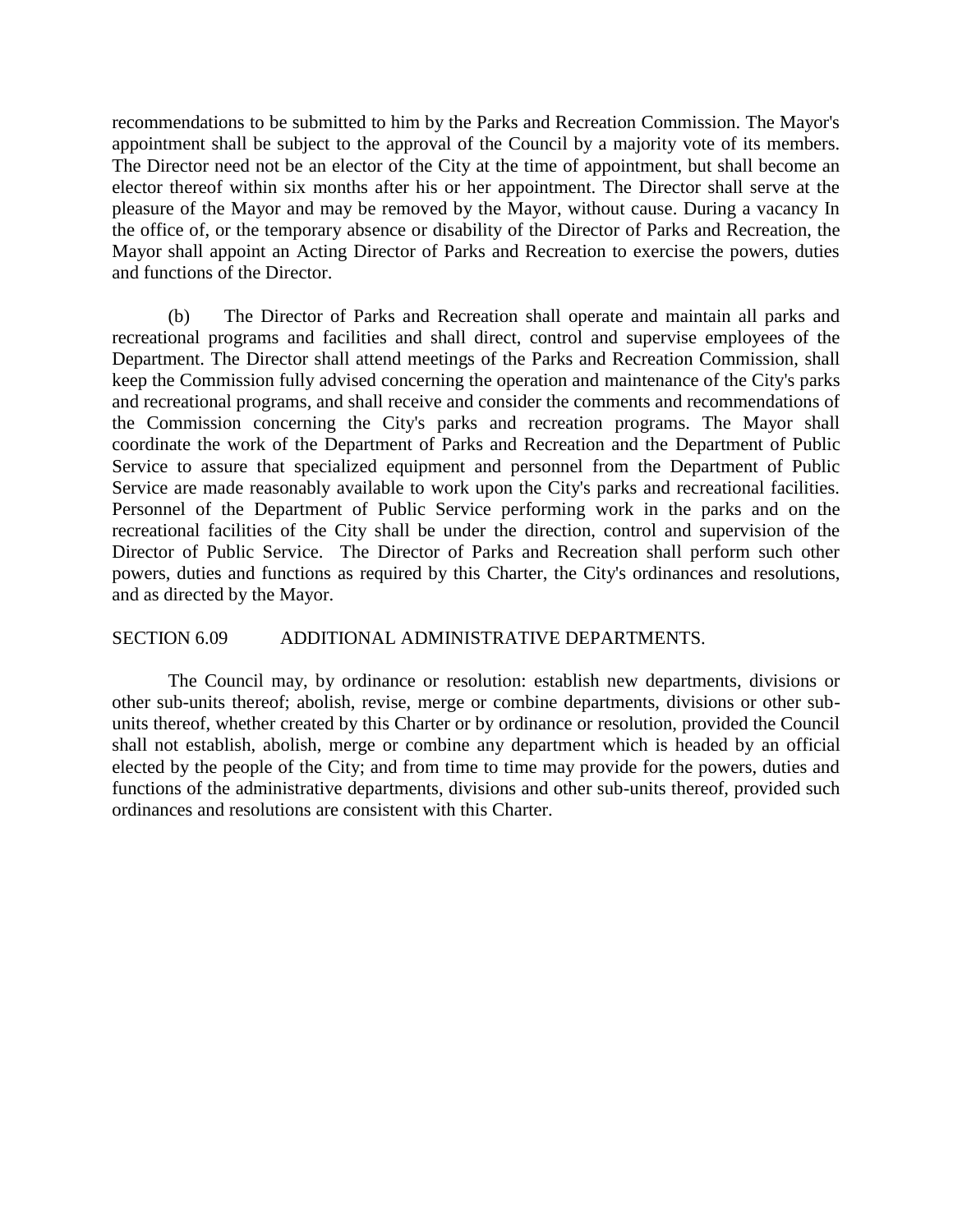recommendations to be submitted to him by the Parks and Recreation Commission. The Mayor's appointment shall be subject to the approval of the Council by a majority vote of its members. The Director need not be an elector of the City at the time of appointment, but shall become an elector thereof within six months after his or her appointment. The Director shall serve at the pleasure of the Mayor and may be removed by the Mayor, without cause. During a vacancy In the office of, or the temporary absence or disability of the Director of Parks and Recreation, the Mayor shall appoint an Acting Director of Parks and Recreation to exercise the powers, duties and functions of the Director.

(b) The Director of Parks and Recreation shall operate and maintain all parks and recreational programs and facilities and shall direct, control and supervise employees of the Department. The Director shall attend meetings of the Parks and Recreation Commission, shall keep the Commission fully advised concerning the operation and maintenance of the City's parks and recreational programs, and shall receive and consider the comments and recommendations of the Commission concerning the City's parks and recreation programs. The Mayor shall coordinate the work of the Department of Parks and Recreation and the Department of Public Service to assure that specialized equipment and personnel from the Department of Public Service are made reasonably available to work upon the City's parks and recreational facilities. Personnel of the Department of Public Service performing work in the parks and on the recreational facilities of the City shall be under the direction, control and supervision of the Director of Public Service. The Director of Parks and Recreation shall perform such other powers, duties and functions as required by this Charter, the City's ordinances and resolutions, and as directed by the Mayor.

SECTION 6.09 ADDITIONAL ADMINISTRATIVE DEPARTMENTS.

The Council may, by ordinance or resolution: establish new departments, divisions or other sub-units thereof; abolish, revise, merge or combine departments, divisions or other sub-units thereof, whether created by this Charter or by ordinance or resolution, provided the Council shall not establish, abolish, merge or combine any department which is headed by an official elected by the people of the City; and from time to time may provide for the powers, duties and functions of the administrative departments, divisions and other sub-units thereof, provided such ordinances and resolutions are consistent with this Charter.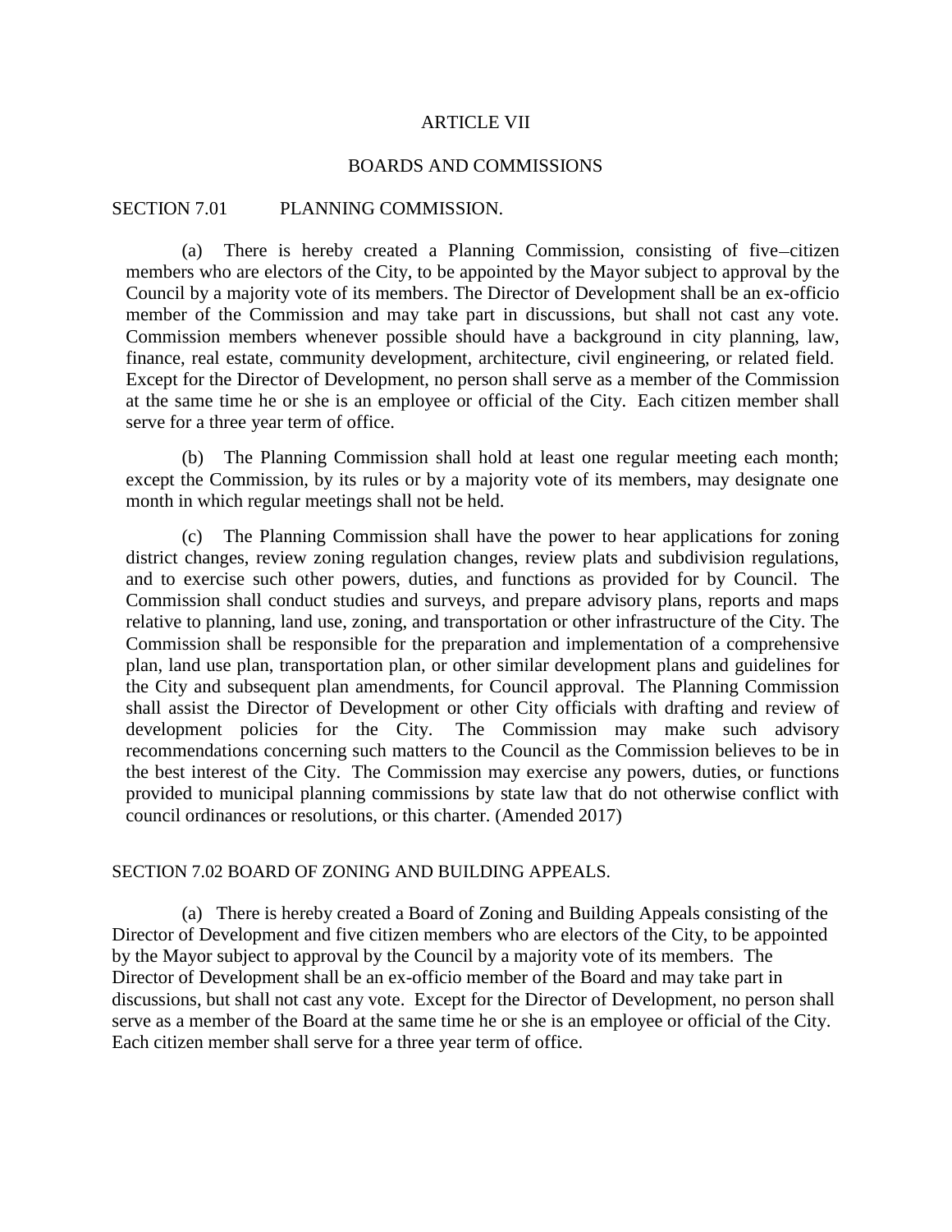# ARTICLE VII

## BOARDS AND COMMISSIONS

### SECTION 7.01 PLANNING COMMISSION.

(a) There is hereby created a Planning Commission, consisting of five–citizen members who are electors of the City, to be appointed by the Mayor subject to approval by the Council by a majority vote of its members. The Director of Development shall be an ex-officio member of the Commission and may take part in discussions, but shall not cast any vote. Commission members whenever possible should have a background in city planning, law, finance, real estate, community development, architecture, civil engineering, or related field. Except for the Director of Development, no person shall serve as a member of the Commission at the same time he or she is an employee or official of the City. Each citizen member shall serve for a three year term of office.

(b) The Planning Commission shall hold at least one regular meeting each month; except the Commission, by its rules or by a majority vote of its members, may designate one month in which regular meetings shall not be held.

(c) The Planning Commission shall have the power to hear applications for zoning district changes, review zoning regulation changes, review plats and subdivision regulations, and to exercise such other powers, duties, and functions as provided for by Council. The Commission shall conduct studies and surveys, and prepare advisory plans, reports and maps relative to planning, land use, zoning, and transportation or other infrastructure of the City. The Commission shall be responsible for the preparation and implementation of a comprehensive plan, land use plan, transportation plan, or other similar development plans and guidelines for the City and subsequent plan amendments, for Council approval. The Planning Commission shall assist the Director of Development or other City officials with drafting and review of development policies for the City. The Commission may make such advisory recommendations concerning such matters to the Council as the Commission believes to be in the best interest of the City. The Commission may exercise any powers, duties, or functions provided to municipal planning commissions by state law that do not otherwise conflict with council ordinances or resolutions, or this charter. (Amended 2017)

### SECTION 7.02 BOARD OF ZONING AND BUILDING APPEALS.

(a) There is hereby created a Board of Zoning and Building Appeals consisting of the Director of Development and five citizen members who are electors of the City, to be appointed by the Mayor subject to approval by the Council by a majority vote of its members. The Director of Development shall be an ex-officio member of the Board and may take part in discussions, but shall not cast any vote. Except for the Director of Development, no person shall serve as a member of the Board at the same time he or she is an employee or official of the City. Each citizen member shall serve for a three year term of office.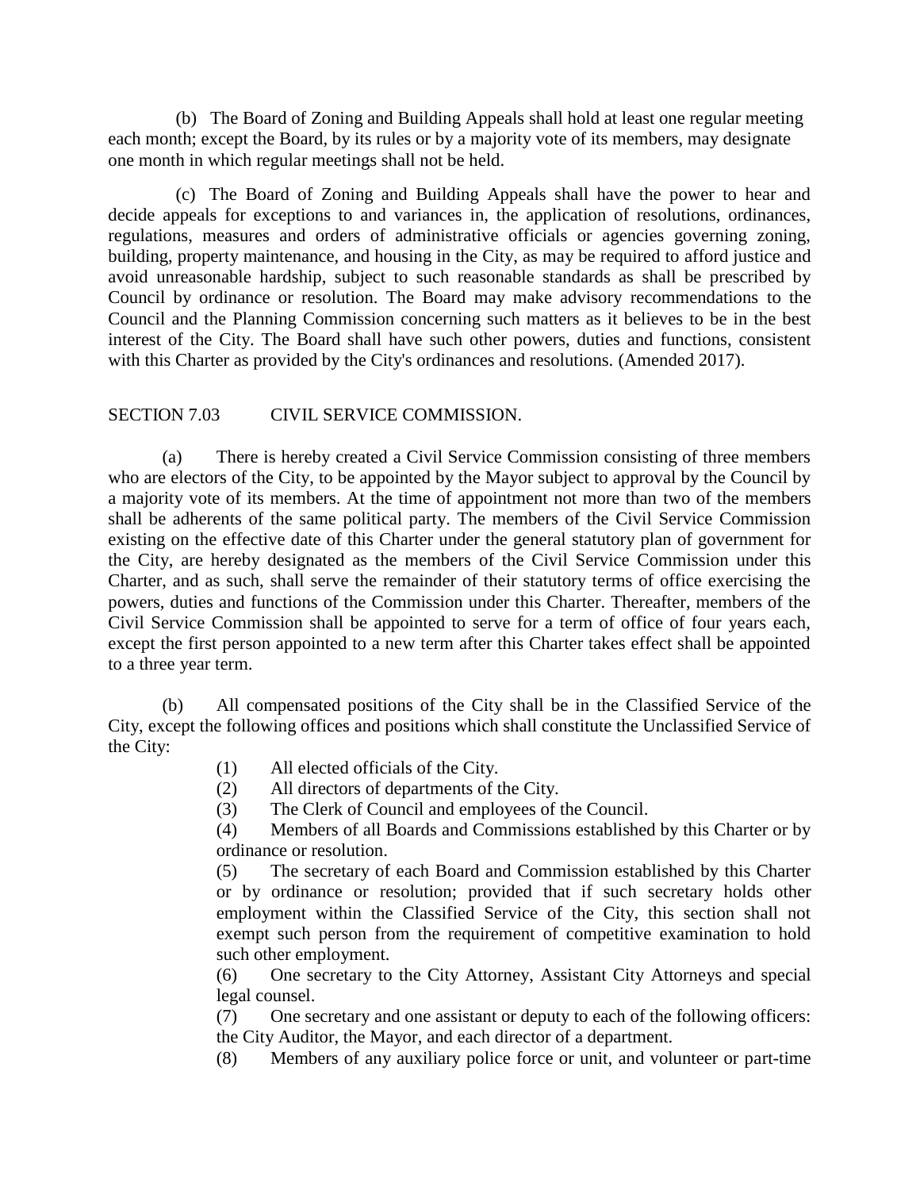(b) The Board of Zoning and Building Appeals shall hold at least one regular meeting each month; except the Board, by its rules or by a majority vote of its members, may designate one month in which regular meetings shall not be held.

(c) The Board of Zoning and Building Appeals shall have the power to hear and decide appeals for exceptions to and variances in, the application of resolutions, ordinances, regulations, measures and orders of administrative officials or agencies governing zoning, building, property maintenance, and housing in the City, as may be required to afford justice and avoid unreasonable hardship, subject to such reasonable standards as shall be prescribed by Council by ordinance or resolution. The Board may make advisory recommendations to the Council and the Planning Commission concerning such matters as it believes to be in the best interest of the City. The Board shall have such other powers, duties and functions, consistent with this Charter as provided by the City's ordinances and resolutions. (Amended 2017).

## SECTION 7.03 CIVIL SERVICE COMMISSION.

(a) There is hereby created a Civil Service Commission consisting of three members who are electors of the City, to be appointed by the Mayor subject to approval by the Council by a majority vote of its members. At the time of appointment not more than two of the members shall be adherents of the same political party. The members of the Civil Service Commission existing on the effective date of this Charter under the general statutory plan of government for the City, are hereby designated as the members of the Civil Service Commission under this Charter, and as such, shall serve the remainder of their statutory terms of office exercising the powers, duties and functions of the Commission under this Charter. Thereafter, members of the Civil Service Commission shall be appointed to serve for a term of office of four years each, except the first person appointed to a new term after this Charter takes effect shall be appointed to a three year term.

(b) All compensated positions of the City shall be in the Classified Service of the City, except the following offices and positions which shall constitute the Unclassified Service of the City:

(1) All elected officials of the City.

(2) All directors of departments of the City.

(3) The Clerk of Council and employees of the Council.

(4) Members of all Boards and Commissions established by this Charter or by ordinance or resolution.

(5) The secretary of each Board and Commission established by this Charter or by ordinance or resolution; provided that if such secretary holds other employment within the Classified Service of the City, this section shall not exempt such person from the requirement of competitive examination to hold such other employment.

(6) One secretary to the City Attorney, Assistant City Attorneys and special legal counsel.

(7) One secretary and one assistant or deputy to each of the following officers: the City Auditor, the Mayor, and each director of a department.

(8) Members of any auxiliary police force or unit, and volunteer or part-time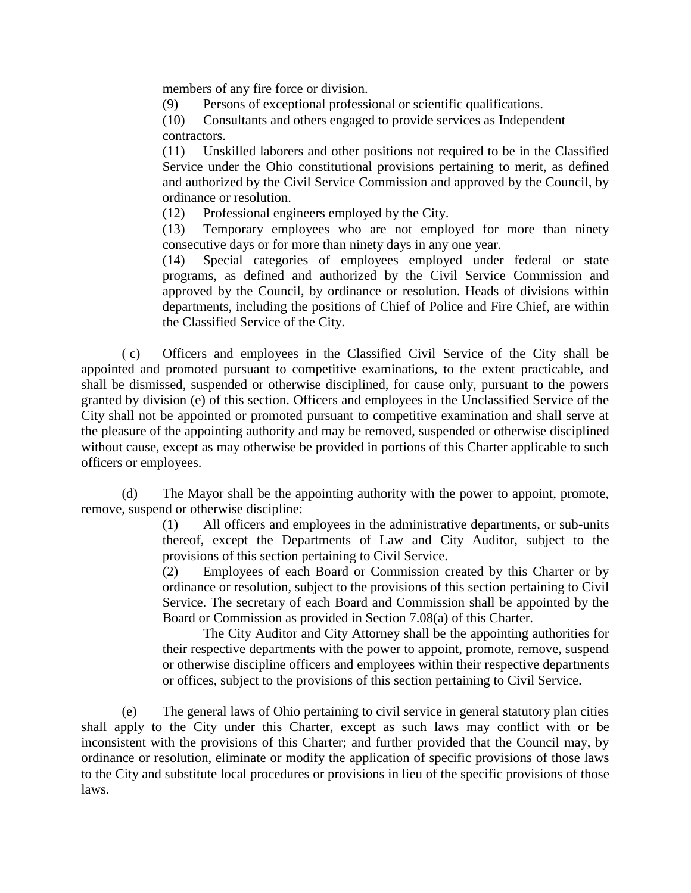members of any fire force or division.

(9) Persons of exceptional professional or scientific qualifications.

(10) Consultants and others engaged to provide services as Independent contractors.

(11) Unskilled laborers and other positions not required to be in the Classified Service under the Ohio constitutional provisions pertaining to merit, as defined and authorized by the Civil Service Commission and approved by the Council, by ordinance or resolution.

(12) Professional engineers employed by the City.

(13) Temporary employees who are not employed for more than ninety consecutive days or for more than ninety days in any one year.

(14) Special categories of employees employed under federal or state programs, as defined and authorized by the Civil Service Commission and approved by the Council, by ordinance or resolution. Heads of divisions within departments, including the positions of Chief of Police and Fire Chief, are within the Classified Service of the City.

( c) Officers and employees in the Classified Civil Service of the City shall be appointed and promoted pursuant to competitive examinations, to the extent practicable, and shall be dismissed, suspended or otherwise disciplined, for cause only, pursuant to the powers granted by division (e) of this section. Officers and employees in the Unclassified Service of the City shall not be appointed or promoted pursuant to competitive examination and shall serve at the pleasure of the appointing authority and may be removed, suspended or otherwise disciplined without cause, except as may otherwise be provided in portions of this Charter applicable to such officers or employees.

(d) The Mayor shall be the appointing authority with the power to appoint, promote, remove, suspend or otherwise discipline:

(1) All officers and employees in the administrative departments, or sub-units thereof, except the Departments of Law and City Auditor, subject to the provisions of this section pertaining to Civil Service.

(2) Employees of each Board or Commission created by this Charter or by ordinance or resolution, subject to the provisions of this section pertaining to Civil Service. The secretary of each Board and Commission shall be appointed by the Board or Commission as provided in Section 7.08(a) of this Charter.

The City Auditor and City Attorney shall be the appointing authorities for their respective departments with the power to appoint, promote, remove, suspend or otherwise discipline officers and employees within their respective departments or offices, subject to the provisions of this section pertaining to Civil Service.

(e) The general laws of Ohio pertaining to civil service in general statutory plan cities shall apply to the City under this Charter, except as such laws may conflict with or be inconsistent with the provisions of this Charter; and further provided that the Council may, by ordinance or resolution, eliminate or modify the application of specific provisions of those laws to the City and substitute local procedures or provisions in lieu of the specific provisions of those laws.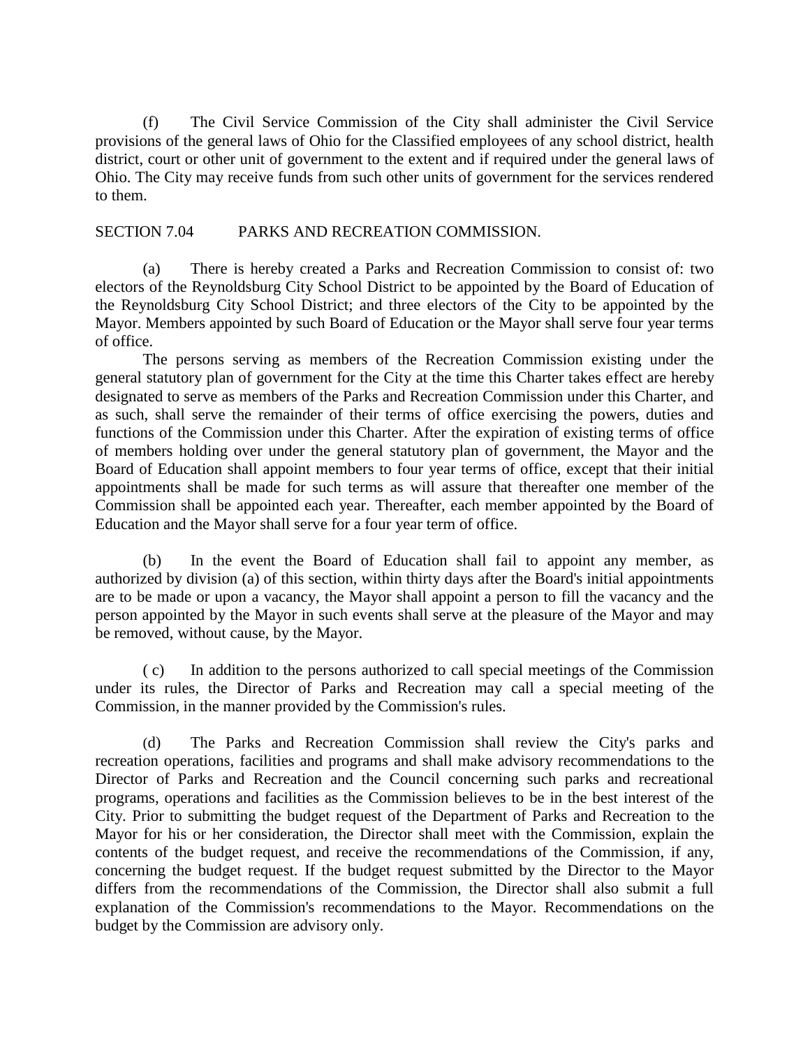(f) The Civil Service Commission of the City shall administer the Civil Service provisions of the general laws of Ohio for the Classified employees of any school district, health district, court or other unit of government to the extent and if required under the general laws of Ohio. The City may receive funds from such other units of government for the services rendered to them.

SECTION 7.04 PARKS AND RECREATION COMMISSION.

(a) There is hereby created a Parks and Recreation Commission to consist of: two electors of the Reynoldsburg City School District to be appointed by the Board of Education of the Reynoldsburg City School District; and three electors of the City to be appointed by the Mayor. Members appointed by such Board of Education or the Mayor shall serve four year terms of office.

The persons serving as members of the Recreation Commission existing under the general statutory plan of government for the City at the time this Charter takes effect are hereby designated to serve as members of the Parks and Recreation Commission under this Charter, and as such, shall serve the remainder of their terms of office exercising the powers, duties and functions of the Commission under this Charter. After the expiration of existing terms of office of members holding over under the general statutory plan of government, the Mayor and the Board of Education shall appoint members to four year terms of office, except that their initial appointments shall be made for such terms as will assure that thereafter one member of the Commission shall be appointed each year. Thereafter, each member appointed by the Board of Education and the Mayor shall serve for a four year term of office.

(b) In the event the Board of Education shall fail to appoint any member, as authorized by division (a) of this section, within thirty days after the Board's initial appointments are to be made or upon a vacancy, the Mayor shall appoint a person to fill the vacancy and the person appointed by the Mayor in such events shall serve at the pleasure of the Mayor and may be removed, without cause, by the Mayor.

( c) In addition to the persons authorized to call special meetings of the Commission under its rules, the Director of Parks and Recreation may call a special meeting of the Commission, in the manner provided by the Commission's rules.

(d) The Parks and Recreation Commission shall review the City's parks and recreation operations, facilities and programs and shall make advisory recommendations to the Director of Parks and Recreation and the Council concerning such parks and recreational programs, operations and facilities as the Commission believes to be in the best interest of the City. Prior to submitting the budget request of the Department of Parks and Recreation to the Mayor for his or her consideration, the Director shall meet with the Commission, explain the contents of the budget request, and receive the recommendations of the Commission, if any, concerning the budget request. If the budget request submitted by the Director to the Mayor differs from the recommendations of the Commission, the Director shall also submit a full explanation of the Commission's recommendations to the Mayor. Recommendations on the budget by the Commission are advisory only.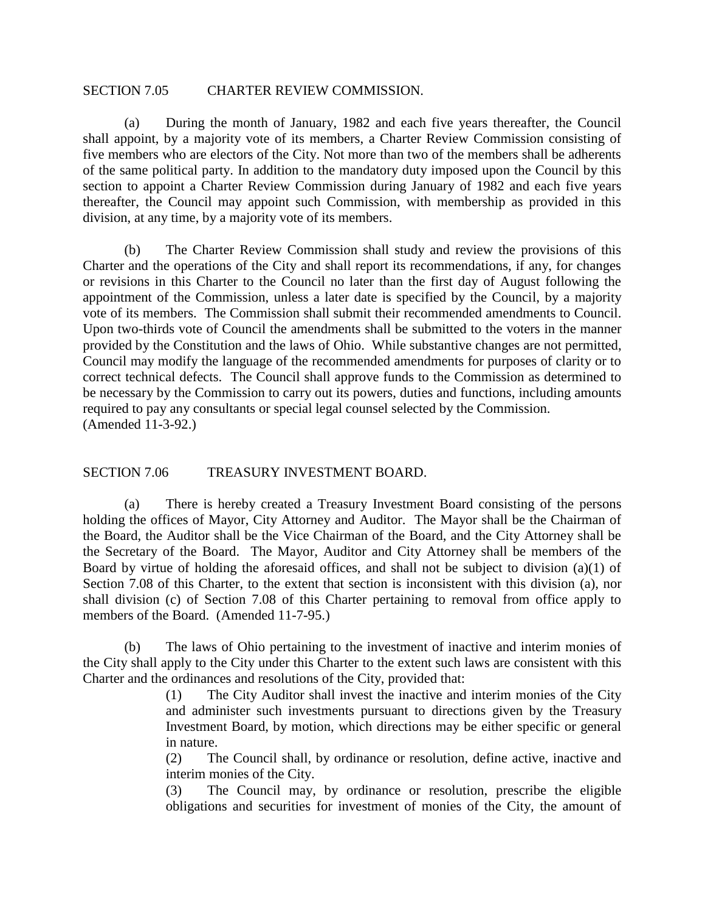SECTION 7.05 CHARTER REVIEW COMMISSION.

(a) During the month of January, 1982 and each five years thereafter, the Council shall appoint, by a majority vote of its members, a Charter Review Commission consisting of five members who are electors of the City. Not more than two of the members shall be adherents of the same political party. In addition to the mandatory duty imposed upon the Council by this section to appoint a Charter Review Commission during January of 1982 and each five years thereafter, the Council may appoint such Commission, with membership as provided in this division, at any time, by a majority vote of its members.

(b) The Charter Review Commission shall study and review the provisions of this Charter and the operations of the City and shall report its recommendations, if any, for changes or revisions in this Charter to the Council no later than the first day of August following the appointment of the Commission, unless a later date is specified by the Council, by a majority vote of its members. The Commission shall submit their recommended amendments to Council. Upon two-thirds vote of Council the amendments shall be submitted to the voters in the manner provided by the Constitution and the laws of Ohio. While substantive changes are not permitted, Council may modify the language of the recommended amendments for purposes of clarity or to correct technical defects. The Council shall approve funds to the Commission as determined to be necessary by the Commission to carry out its powers, duties and functions, including amounts required to pay any consultants or special legal counsel selected by the Commission.
(Amended 11-3-92.)

SECTION 7.06 TREASURY INVESTMENT BOARD.

(a) There is hereby created a Treasury Investment Board consisting of the persons holding the offices of Mayor, City Attorney and Auditor. The Mayor shall be the Chairman of the Board, the Auditor shall be the Vice Chairman of the Board, and the City Attorney shall be the Secretary of the Board. The Mayor, Auditor and City Attorney shall be members of the Board by virtue of holding the aforesaid offices, and shall not be subject to division (a)(1) of Section 7.08 of this Charter, to the extent that section is inconsistent with this division (a), nor shall division (c) of Section 7.08 of this Charter pertaining to removal from office apply to members of the Board. (Amended 11-7-95.)

(b) The laws of Ohio pertaining to the investment of inactive and interim monies of the City shall apply to the City under this Charter to the extent such laws are consistent with this Charter and the ordinances and resolutions of the City, provided that:

(1) The City Auditor shall invest the inactive and interim monies of the City and administer such investments pursuant to directions given by the Treasury Investment Board, by motion, which directions may be either specific or general in nature.

(2) The Council shall, by ordinance or resolution, define active, inactive and interim monies of the City.

(3) The Council may, by ordinance or resolution, prescribe the eligible obligations and securities for investment of monies of the City, the amount of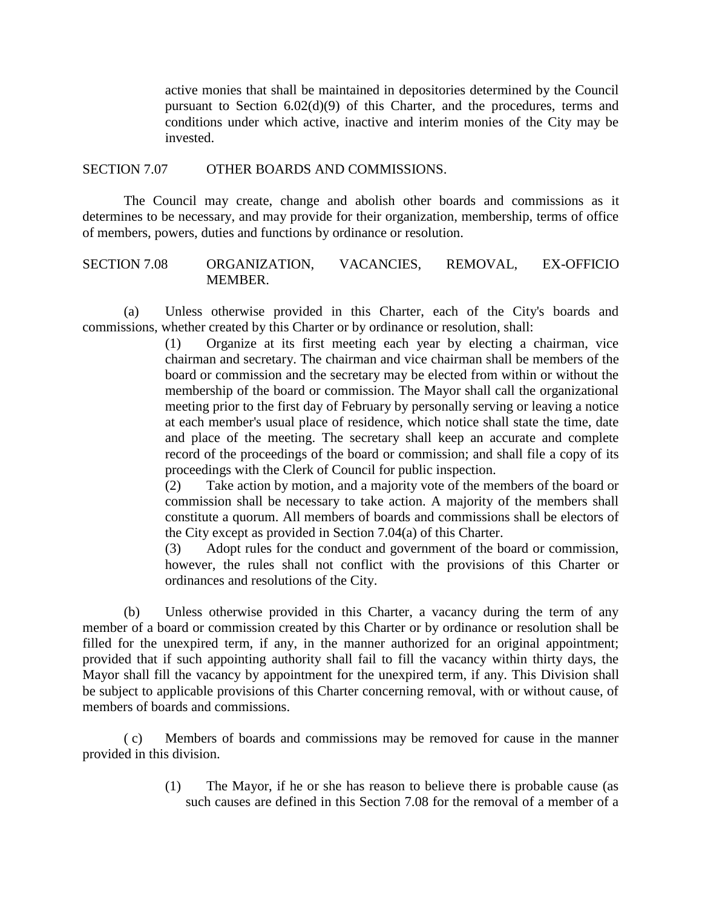active monies that shall be maintained in depositories determined by the Council pursuant to Section 6.02(d)(9) of this Charter, and the procedures, terms and conditions under which active, inactive and interim monies of the City may be invested.

SECTION 7.07 OTHER BOARDS AND COMMISSIONS.

The Council may create, change and abolish other boards and commissions as it determines to be necessary, and may provide for their organization, membership, terms of office of members, powers, duties and functions by ordinance or resolution.

SECTION 7.08 ORGANIZATION, VACANCIES, REMOVAL, EX-OFFICIO MEMBER.

(a) Unless otherwise provided in this Charter, each of the City's boards and commissions, whether created by this Charter or by ordinance or resolution, shall:

(1) Organize at its first meeting each year by electing a chairman, vice chairman and secretary. The chairman and vice chairman shall be members of the board or commission and the secretary may be elected from within or without the membership of the board or commission. The Mayor shall call the organizational meeting prior to the first day of February by personally serving or leaving a notice at each member's usual place of residence, which notice shall state the time, date and place of the meeting. The secretary shall keep an accurate and complete record of the proceedings of the board or commission; and shall file a copy of its proceedings with the Clerk of Council for public inspection.

(2) Take action by motion, and a majority vote of the members of the board or commission shall be necessary to take action. A majority of the members shall constitute a quorum. All members of boards and commissions shall be electors of the City except as provided in Section 7.04(a) of this Charter.

(3) Adopt rules for the conduct and government of the board or commission, however, the rules shall not conflict with the provisions of this Charter or ordinances and resolutions of the City.

(b) Unless otherwise provided in this Charter, a vacancy during the term of any member of a board or commission created by this Charter or by ordinance or resolution shall be filled for the unexpired term, if any, in the manner authorized for an original appointment; provided that if such appointing authority shall fail to fill the vacancy within thirty days, the Mayor shall fill the vacancy by appointment for the unexpired term, if any. This Division shall be subject to applicable provisions of this Charter concerning removal, with or without cause, of members of boards and commissions.

( c) Members of boards and commissions may be removed for cause in the manner provided in this division.

(1) The Mayor, if he or she has reason to believe there is probable cause (as such causes are defined in this Section 7.08 for the removal of a member of a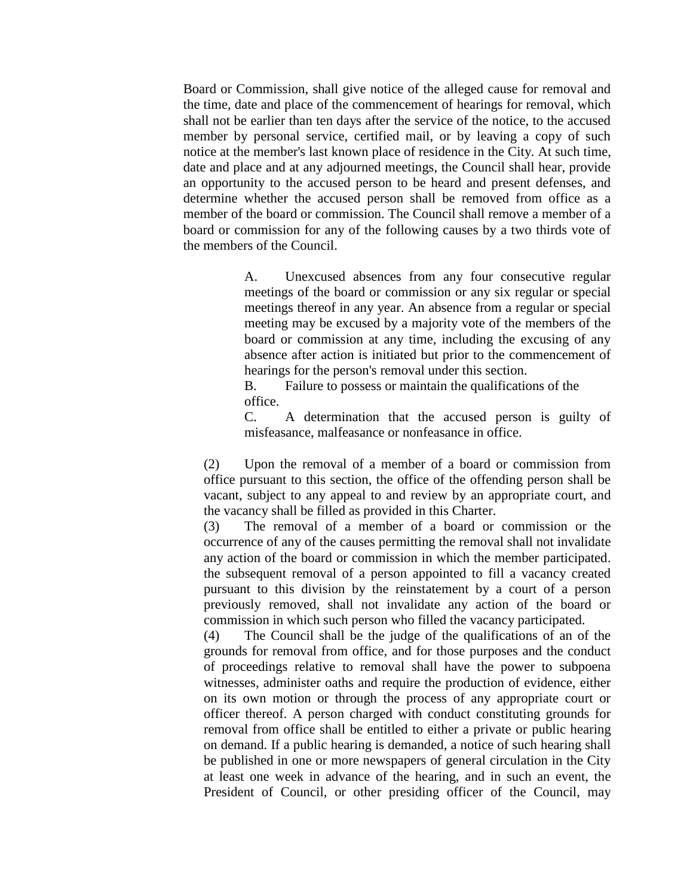Board or Commission, shall give notice of the alleged cause for removal and the time, date and place of the commencement of hearings for removal, which shall not be earlier than ten days after the service of the notice, to the accused member by personal service, certified mail, or by leaving a copy of such notice at the member's last known place of residence in the City. At such time, date and place and at any adjourned meetings, the Council shall hear, provide an opportunity to the accused person to be heard and present defenses, and determine whether the accused person shall be removed from office as a member of the board or commission. The Council shall remove a member of a board or commission for any of the following causes by a two thirds vote of the members of the Council.

> A. Unexcused absences from any four consecutive regular meetings of the board or commission or any six regular or special meetings thereof in any year. An absence from a regular or special meeting may be excused by a majority vote of the members of the board or commission at any time, including the excusing of any absence after action is initiated but prior to the commencement of hearings for the person's removal under this section.
>
> B. Failure to possess or maintain the qualifications of the office.
>
> C. A determination that the accused person is guilty of misfeasance, malfeasance or nonfeasance in office.

(2) Upon the removal of a member of a board or commission from office pursuant to this section, the office of the offending person shall be vacant, subject to any appeal to and review by an appropriate court, and the vacancy shall be filled as provided in this Charter.

(3) The removal of a member of a board or commission or the occurrence of any of the causes permitting the removal shall not invalidate any action of the board or commission in which the member participated. the subsequent removal of a person appointed to fill a vacancy created pursuant to this division by the reinstatement by a court of a person previously removed, shall not invalidate any action of the board or commission in which such person who filled the vacancy participated.

(4) The Council shall be the judge of the qualifications of an of the grounds for removal from office, and for those purposes and the conduct of proceedings relative to removal shall have the power to subpoena witnesses, administer oaths and require the production of evidence, either on its own motion or through the process of any appropriate court or officer thereof. A person charged with conduct constituting grounds for removal from office shall be entitled to either a private or public hearing on demand. If a public hearing is demanded, a notice of such hearing shall be published in one or more newspapers of general circulation in the City at least one week in advance of the hearing, and in such an event, the President of Council, or other presiding officer of the Council, may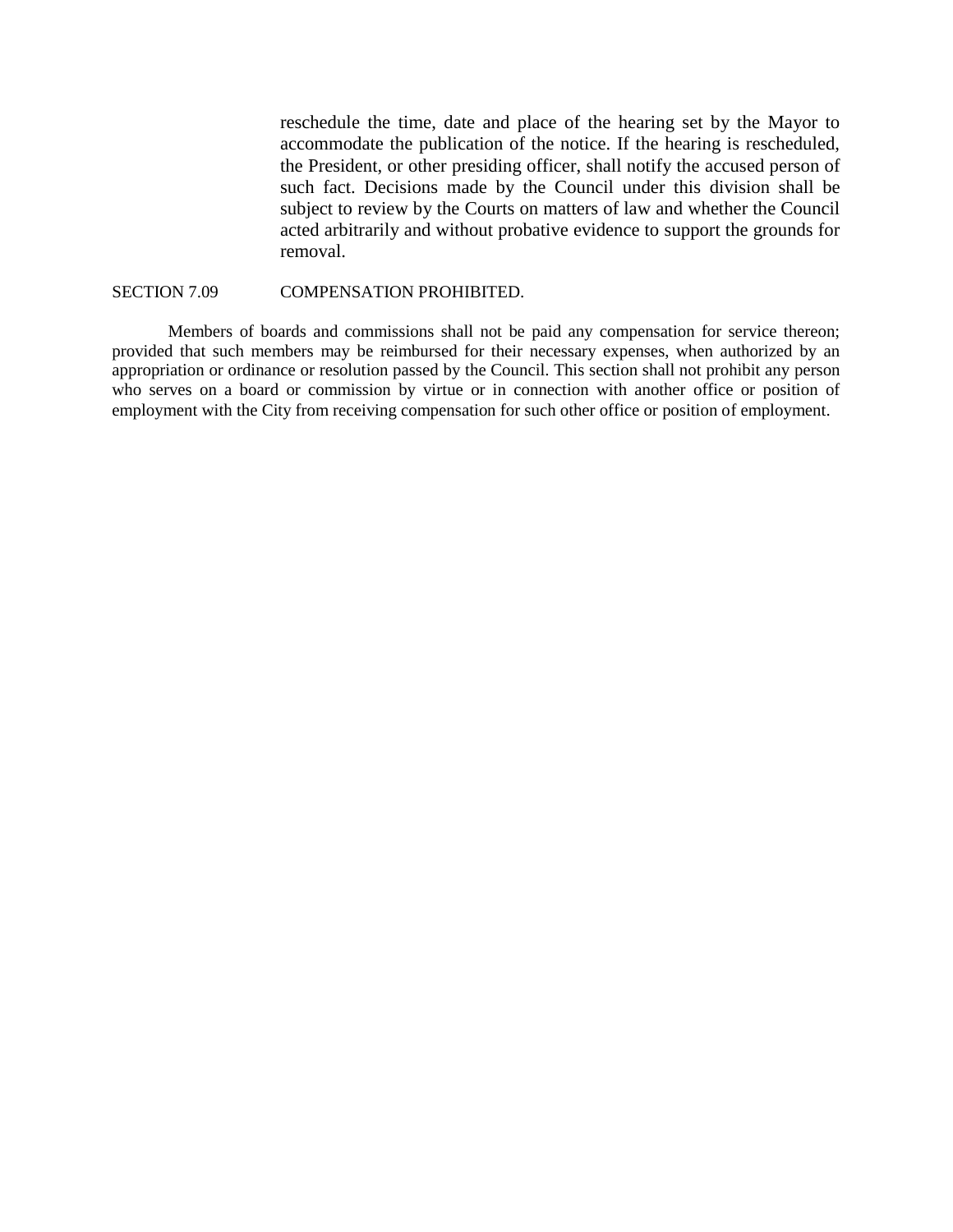reschedule the time, date and place of the hearing set by the Mayor to accommodate the publication of the notice. If the hearing is rescheduled, the President, or other presiding officer, shall notify the accused person of such fact. Decisions made by the Council under this division shall be subject to review by the Courts on matters of law and whether the Council acted arbitrarily and without probative evidence to support the grounds for removal.

## SECTION 7.09 COMPENSATION PROHIBITED.

Members of boards and commissions shall not be paid any compensation for service thereon; provided that such members may be reimbursed for their necessary expenses, when authorized by an appropriation or ordinance or resolution passed by the Council. This section shall not prohibit any person who serves on a board or commission by virtue or in connection with another office or position of employment with the City from receiving compensation for such other office or position of employment.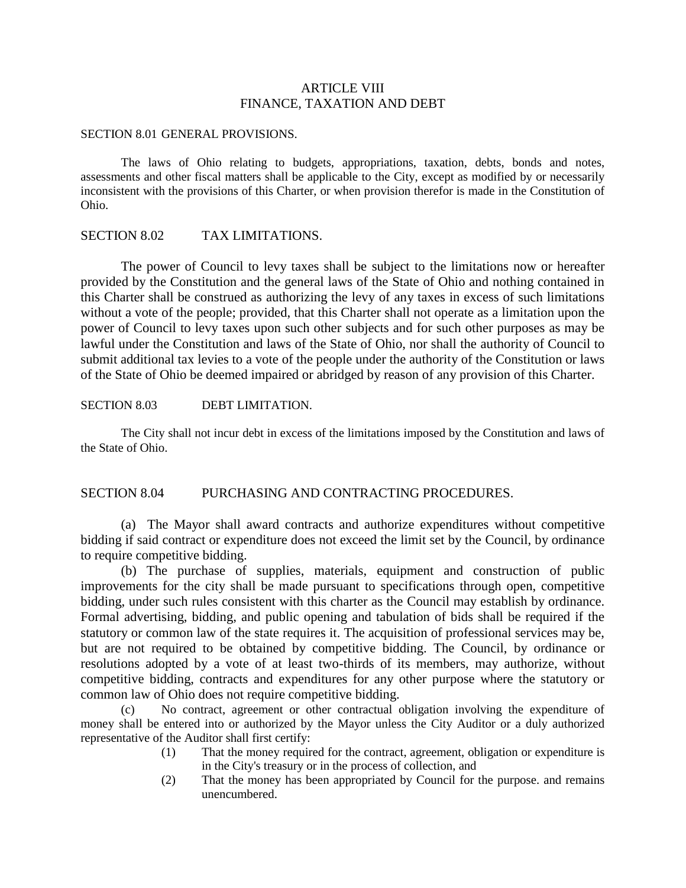# ARTICLE VIII
# FINANCE, TAXATION AND DEBT

## SECTION 8.01 GENERAL PROVISIONS.

The laws of Ohio relating to budgets, appropriations, taxation, debts, bonds and notes, assessments and other fiscal matters shall be applicable to the City, except as modified by or necessarily inconsistent with the provisions of this Charter, or when provision therefor is made in the Constitution of Ohio.

## SECTION 8.02 TAX LIMITATIONS.

The power of Council to levy taxes shall be subject to the limitations now or hereafter provided by the Constitution and the general laws of the State of Ohio and nothing contained in this Charter shall be construed as authorizing the levy of any taxes in excess of such limitations without a vote of the people; provided, that this Charter shall not operate as a limitation upon the power of Council to levy taxes upon such other subjects and for such other purposes as may be lawful under the Constitution and laws of the State of Ohio, nor shall the authority of Council to submit additional tax levies to a vote of the people under the authority of the Constitution or laws of the State of Ohio be deemed impaired or abridged by reason of any provision of this Charter.

## SECTION 8.03 DEBT LIMITATION.

The City shall not incur debt in excess of the limitations imposed by the Constitution and laws of the State of Ohio.

## SECTION 8.04 PURCHASING AND CONTRACTING PROCEDURES.

(a) The Mayor shall award contracts and authorize expenditures without competitive bidding if said contract or expenditure does not exceed the limit set by the Council, by ordinance to require competitive bidding.

(b) The purchase of supplies, materials, equipment and construction of public improvements for the city shall be made pursuant to specifications through open, competitive bidding, under such rules consistent with this charter as the Council may establish by ordinance. Formal advertising, bidding, and public opening and tabulation of bids shall be required if the statutory or common law of the state requires it. The acquisition of professional services may be, but are not required to be obtained by competitive bidding. The Council, by ordinance or resolutions adopted by a vote of at least two-thirds of its members, may authorize, without competitive bidding, contracts and expenditures for any other purpose where the statutory or common law of Ohio does not require competitive bidding.

(c) No contract, agreement or other contractual obligation involving the expenditure of money shall be entered into or authorized by the Mayor unless the City Auditor or a duly authorized representative of the Auditor shall first certify:

(1) That the money required for the contract, agreement, obligation or expenditure is in the City's treasury or in the process of collection, and

(2) That the money has been appropriated by Council for the purpose. and remains unencumbered.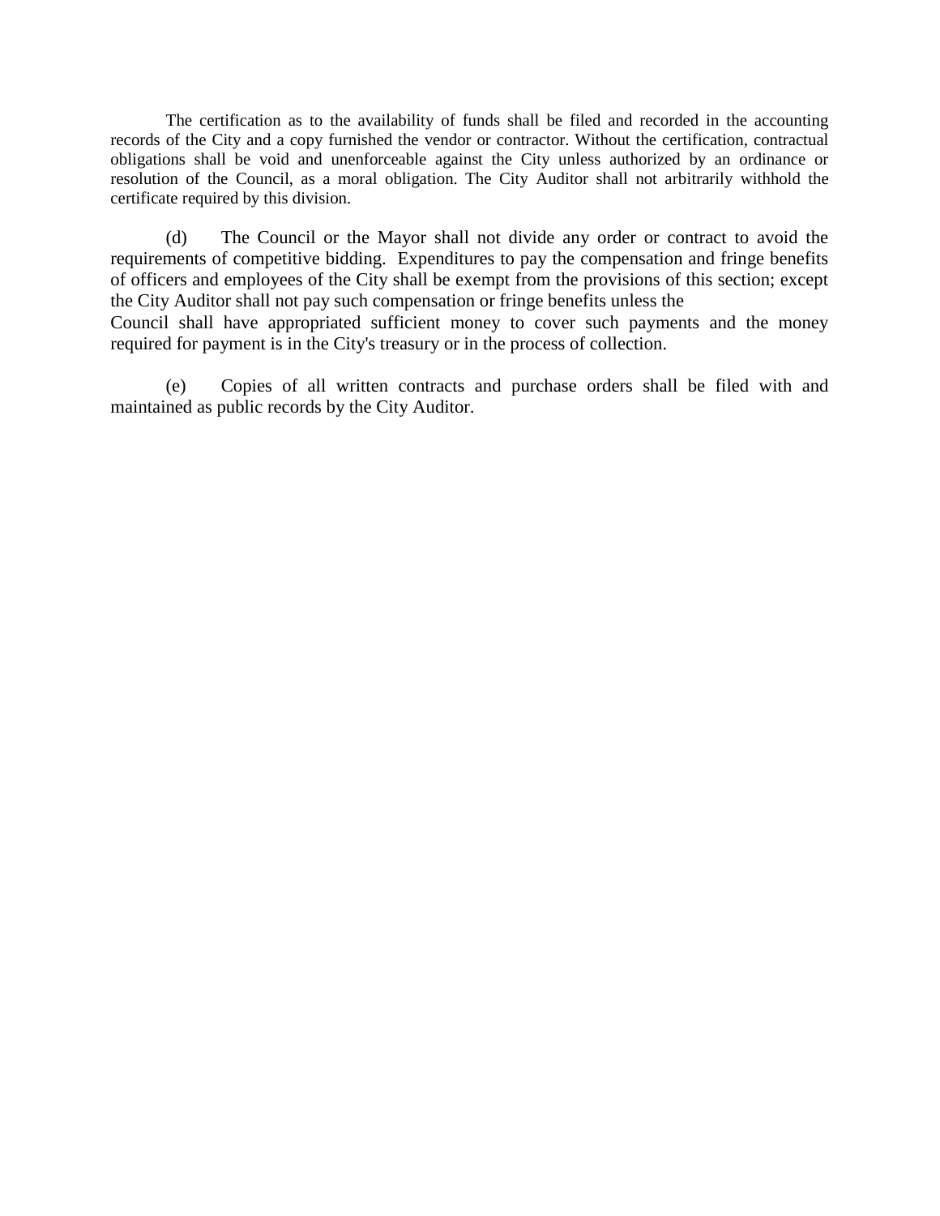The certification as to the availability of funds shall be filed and recorded in the accounting records of the City and a copy furnished the vendor or contractor. Without the certification, contractual obligations shall be void and unenforceable against the City unless authorized by an ordinance or resolution of the Council, as a moral obligation. The City Auditor shall not arbitrarily withhold the certificate required by this division.

(d) The Council or the Mayor shall not divide any order or contract to avoid the requirements of competitive bidding. Expenditures to pay the compensation and fringe benefits of officers and employees of the City shall be exempt from the provisions of this section; except the City Auditor shall not pay such compensation or fringe benefits unless the Council shall have appropriated sufficient money to cover such payments and the money required for payment is in the City's treasury or in the process of collection.

(e) Copies of all written contracts and purchase orders shall be filed with and maintained as public records by the City Auditor.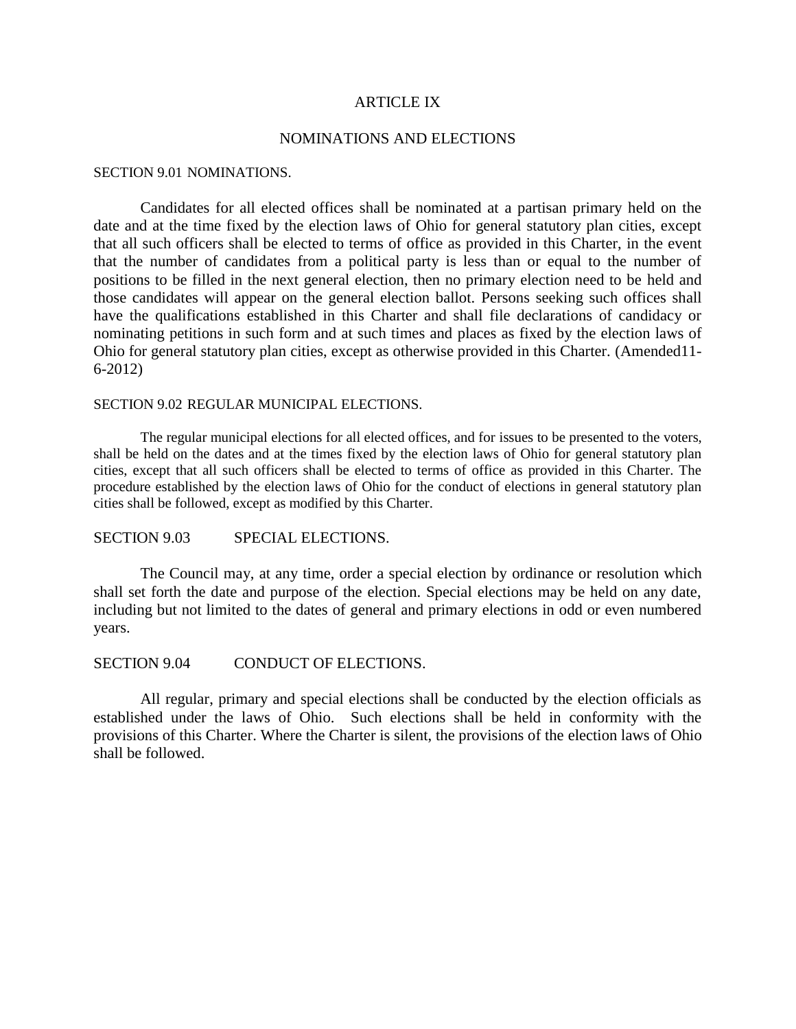# ARTICLE IX

## NOMINATIONS AND ELECTIONS

### SECTION 9.01 NOMINATIONS.

Candidates for all elected offices shall be nominated at a partisan primary held on the date and at the time fixed by the election laws of Ohio for general statutory plan cities, except that all such officers shall be elected to terms of office as provided in this Charter, in the event that the number of candidates from a political party is less than or equal to the number of positions to be filled in the next general election, then no primary election need to be held and those candidates will appear on the general election ballot. Persons seeking such offices shall have the qualifications established in this Charter and shall file declarations of candidacy or nominating petitions in such form and at such times and places as fixed by the election laws of Ohio for general statutory plan cities, except as otherwise provided in this Charter. (Amended11-6-2012)

### SECTION 9.02 REGULAR MUNICIPAL ELECTIONS.

The regular municipal elections for all elected offices, and for issues to be presented to the voters, shall be held on the dates and at the times fixed by the election laws of Ohio for general statutory plan cities, except that all such officers shall be elected to terms of office as provided in this Charter. The procedure established by the election laws of Ohio for the conduct of elections in general statutory plan cities shall be followed, except as modified by this Charter.

### SECTION 9.03 SPECIAL ELECTIONS.

The Council may, at any time, order a special election by ordinance or resolution which shall set forth the date and purpose of the election. Special elections may be held on any date, including but not limited to the dates of general and primary elections in odd or even numbered years.

### SECTION 9.04 CONDUCT OF ELECTIONS.

All regular, primary and special elections shall be conducted by the election officials as established under the laws of Ohio. Such elections shall be held in conformity with the provisions of this Charter. Where the Charter is silent, the provisions of the election laws of Ohio shall be followed.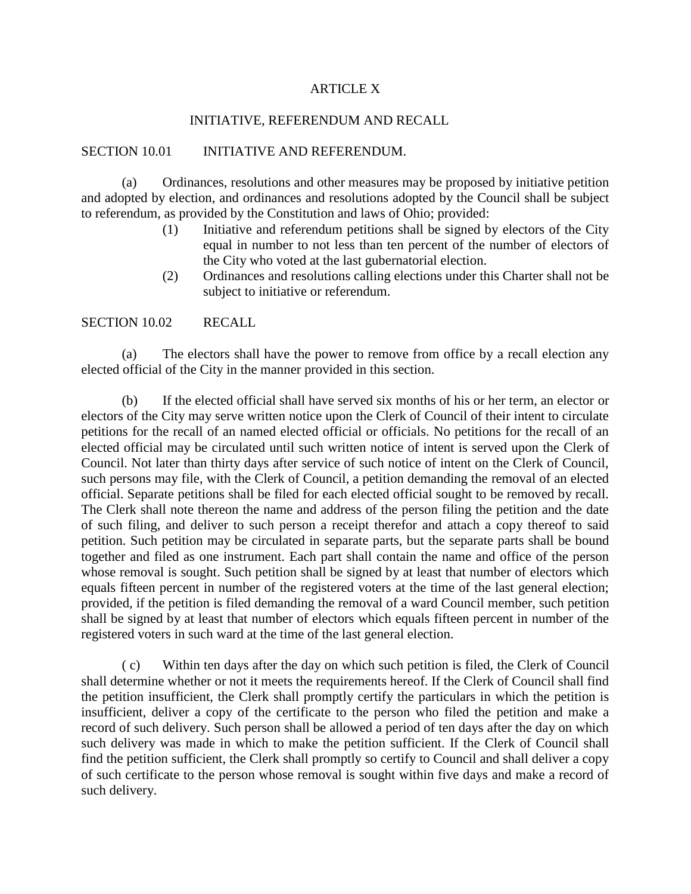# ARTICLE X

## INITIATIVE, REFERENDUM AND RECALL

### SECTION 10.01 INITIATIVE AND REFERENDUM.

(a) Ordinances, resolutions and other measures may be proposed by initiative petition and adopted by election, and ordinances and resolutions adopted by the Council shall be subject to referendum, as provided by the Constitution and laws of Ohio; provided:

> (1) Initiative and referendum petitions shall be signed by electors of the City equal in number to not less than ten percent of the number of electors of the City who voted at the last gubernatorial election.
>
> (2) Ordinances and resolutions calling elections under this Charter shall not be subject to initiative or referendum.

### SECTION 10.02 RECALL

(a) The electors shall have the power to remove from office by a recall election any elected official of the City in the manner provided in this section.

(b) If the elected official shall have served six months of his or her term, an elector or electors of the City may serve written notice upon the Clerk of Council of their intent to circulate petitions for the recall of an named elected official or officials. No petitions for the recall of an elected official may be circulated until such written notice of intent is served upon the Clerk of Council. Not later than thirty days after service of such notice of intent on the Clerk of Council, such persons may file, with the Clerk of Council, a petition demanding the removal of an elected official. Separate petitions shall be filed for each elected official sought to be removed by recall. The Clerk shall note thereon the name and address of the person filing the petition and the date of such filing, and deliver to such person a receipt therefor and attach a copy thereof to said petition. Such petition may be circulated in separate parts, but the separate parts shall be bound together and filed as one instrument. Each part shall contain the name and office of the person whose removal is sought. Such petition shall be signed by at least that number of electors which equals fifteen percent in number of the registered voters at the time of the last general election; provided, if the petition is filed demanding the removal of a ward Council member, such petition shall be signed by at least that number of electors which equals fifteen percent in number of the registered voters in such ward at the time of the last general election.

( c) Within ten days after the day on which such petition is filed, the Clerk of Council shall determine whether or not it meets the requirements hereof. If the Clerk of Council shall find the petition insufficient, the Clerk shall promptly certify the particulars in which the petition is insufficient, deliver a copy of the certificate to the person who filed the petition and make a record of such delivery. Such person shall be allowed a period of ten days after the day on which such delivery was made in which to make the petition sufficient. If the Clerk of Council shall find the petition sufficient, the Clerk shall promptly so certify to Council and shall deliver a copy of such certificate to the person whose removal is sought within five days and make a record of such delivery.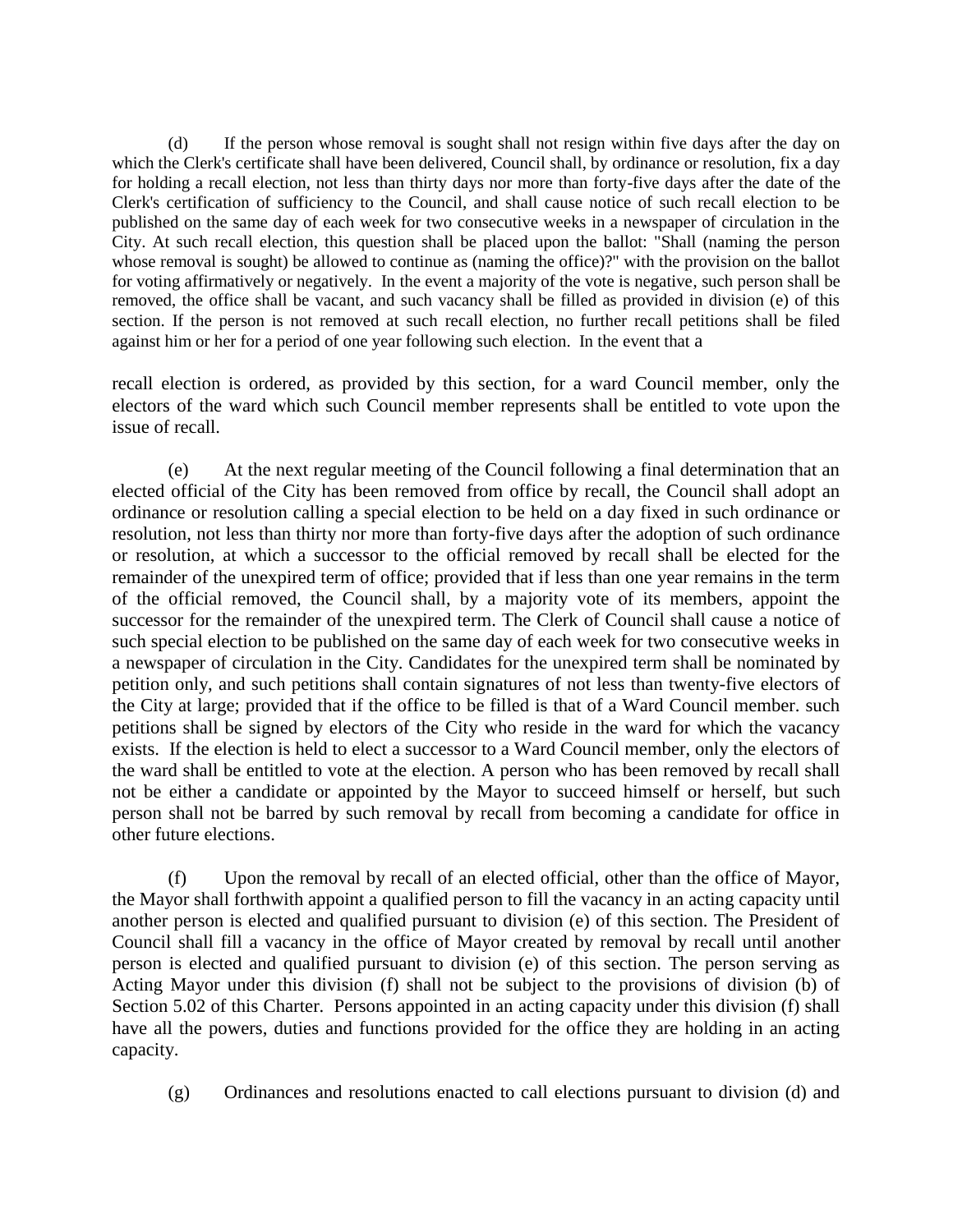(d) If the person whose removal is sought shall not resign within five days after the day on which the Clerk's certificate shall have been delivered, Council shall, by ordinance or resolution, fix a day for holding a recall election, not less than thirty days nor more than forty-five days after the date of the Clerk's certification of sufficiency to the Council, and shall cause notice of such recall election to be published on the same day of each week for two consecutive weeks in a newspaper of circulation in the City. At such recall election, this question shall be placed upon the ballot: "Shall (naming the person whose removal is sought) be allowed to continue as (naming the office)?" with the provision on the ballot for voting affirmatively or negatively. In the event a majority of the vote is negative, such person shall be removed, the office shall be vacant, and such vacancy shall be filled as provided in division (e) of this section. If the person is not removed at such recall election, no further recall petitions shall be filed against him or her for a period of one year following such election. In the event that a recall election is ordered, as provided by this section, for a ward Council member, only the electors of the ward which such Council member represents shall be entitled to vote upon the issue of recall.

(e) At the next regular meeting of the Council following a final determination that an elected official of the City has been removed from office by recall, the Council shall adopt an ordinance or resolution calling a special election to be held on a day fixed in such ordinance or resolution, not less than thirty nor more than forty-five days after the adoption of such ordinance or resolution, at which a successor to the official removed by recall shall be elected for the remainder of the unexpired term of office; provided that if less than one year remains in the term of the official removed, the Council shall, by a majority vote of its members, appoint the successor for the remainder of the unexpired term. The Clerk of Council shall cause a notice of such special election to be published on the same day of each week for two consecutive weeks in a newspaper of circulation in the City. Candidates for the unexpired term shall be nominated by petition only, and such petitions shall contain signatures of not less than twenty-five electors of the City at large; provided that if the office to be filled is that of a Ward Council member. such petitions shall be signed by electors of the City who reside in the ward for which the vacancy exists. If the election is held to elect a successor to a Ward Council member, only the electors of the ward shall be entitled to vote at the election. A person who has been removed by recall shall not be either a candidate or appointed by the Mayor to succeed himself or herself, but such person shall not be barred by such removal by recall from becoming a candidate for office in other future elections.

(f) Upon the removal by recall of an elected official, other than the office of Mayor, the Mayor shall forthwith appoint a qualified person to fill the vacancy in an acting capacity until another person is elected and qualified pursuant to division (e) of this section. The President of Council shall fill a vacancy in the office of Mayor created by removal by recall until another person is elected and qualified pursuant to division (e) of this section. The person serving as Acting Mayor under this division (f) shall not be subject to the provisions of division (b) of Section 5.02 of this Charter. Persons appointed in an acting capacity under this division (f) shall have all the powers, duties and functions provided for the office they are holding in an acting capacity.

(g) Ordinances and resolutions enacted to call elections pursuant to division (d) and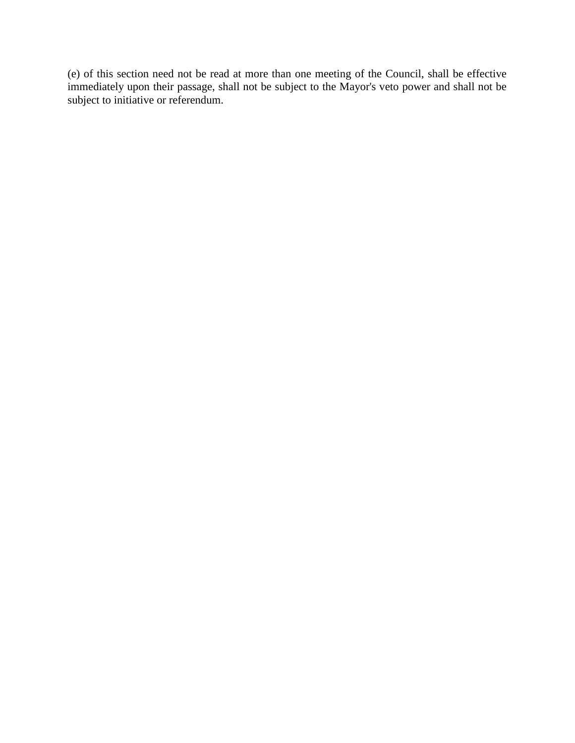(e) of this section need not be read at more than one meeting of the Council, shall be effective immediately upon their passage, shall not be subject to the Mayor's veto power and shall not be subject to initiative or referendum.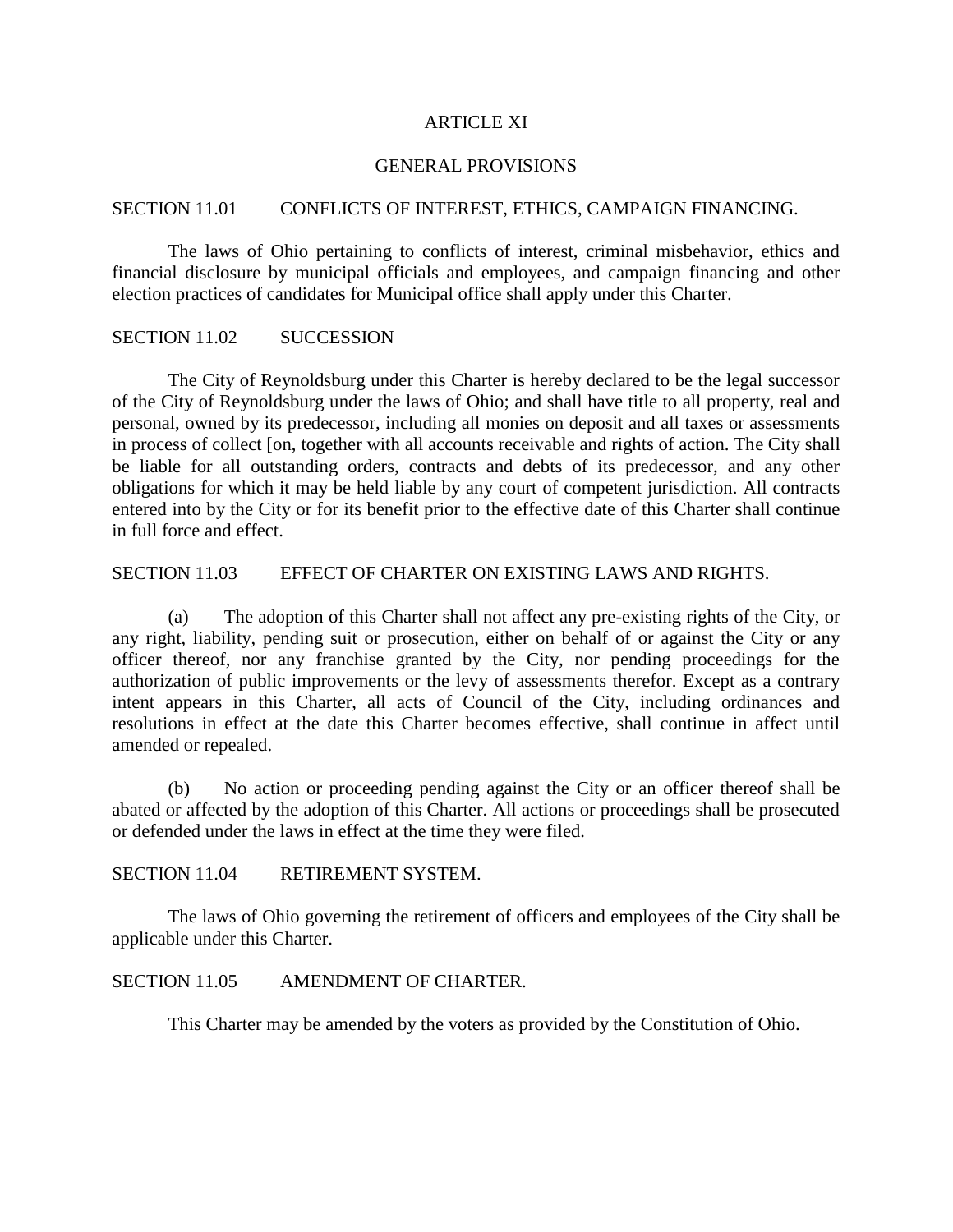# ARTICLE XI

## GENERAL PROVISIONS

### SECTION 11.01 CONFLICTS OF INTEREST, ETHICS, CAMPAIGN FINANCING.

The laws of Ohio pertaining to conflicts of interest, criminal misbehavior, ethics and financial disclosure by municipal officials and employees, and campaign financing and other election practices of candidates for Municipal office shall apply under this Charter.

### SECTION 11.02 SUCCESSION

The City of Reynoldsburg under this Charter is hereby declared to be the legal successor of the City of Reynoldsburg under the laws of Ohio; and shall have title to all property, real and personal, owned by its predecessor, including all monies on deposit and all taxes or assessments in process of collect [on, together with all accounts receivable and rights of action. The City shall be liable for all outstanding orders, contracts and debts of its predecessor, and any other obligations for which it may be held liable by any court of competent jurisdiction. All contracts entered into by the City or for its benefit prior to the effective date of this Charter shall continue in full force and effect.

### SECTION 11.03 EFFECT OF CHARTER ON EXISTING LAWS AND RIGHTS.

(a) The adoption of this Charter shall not affect any pre-existing rights of the City, or any right, liability, pending suit or prosecution, either on behalf of or against the City or any officer thereof, nor any franchise granted by the City, nor pending proceedings for the authorization of public improvements or the levy of assessments therefor. Except as a contrary intent appears in this Charter, all acts of Council of the City, including ordinances and resolutions in effect at the date this Charter becomes effective, shall continue in affect until amended or repealed.

(b) No action or proceeding pending against the City or an officer thereof shall be abated or affected by the adoption of this Charter. All actions or proceedings shall be prosecuted or defended under the laws in effect at the time they were filed.

### SECTION 11.04 RETIREMENT SYSTEM.

The laws of Ohio governing the retirement of officers and employees of the City shall be applicable under this Charter.

### SECTION 11.05 AMENDMENT OF CHARTER.

This Charter may be amended by the voters as provided by the Constitution of Ohio.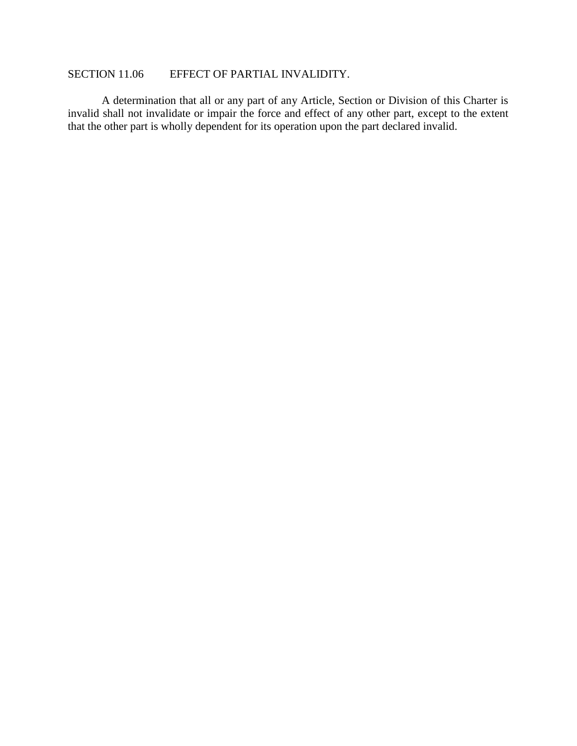## SECTION 11.06 EFFECT OF PARTIAL INVALIDITY.

A determination that all or any part of any Article, Section or Division of this Charter is invalid shall not invalidate or impair the force and effect of any other part, except to the extent that the other part is wholly dependent for its operation upon the part declared invalid.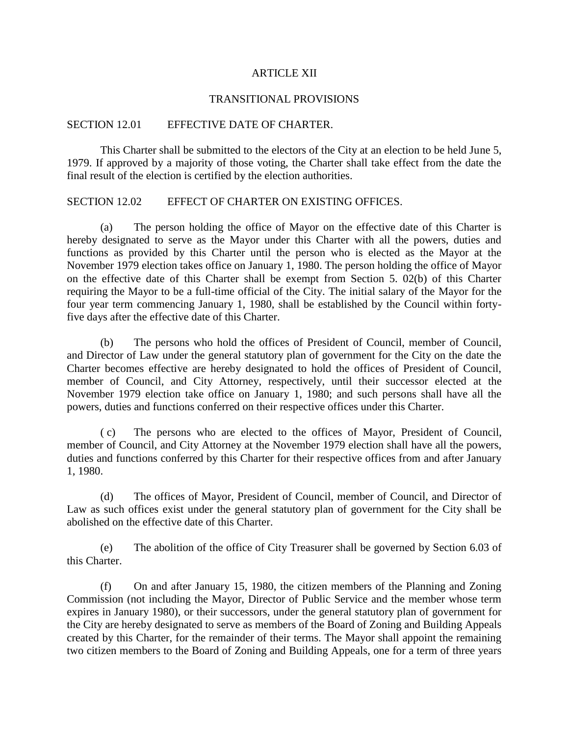# ARTICLE XII

## TRANSITIONAL PROVISIONS

### SECTION 12.01 EFFECTIVE DATE OF CHARTER.

This Charter shall be submitted to the electors of the City at an election to be held June 5, 1979. If approved by a majority of those voting, the Charter shall take effect from the date the final result of the election is certified by the election authorities.

### SECTION 12.02 EFFECT OF CHARTER ON EXISTING OFFICES.

(a) The person holding the office of Mayor on the effective date of this Charter is hereby designated to serve as the Mayor under this Charter with all the powers, duties and functions as provided by this Charter until the person who is elected as the Mayor at the November 1979 election takes office on January 1, 1980. The person holding the office of Mayor on the effective date of this Charter shall be exempt from Section 5. 02(b) of this Charter requiring the Mayor to be a full-time official of the City. The initial salary of the Mayor for the four year term commencing January 1, 1980, shall be established by the Council within forty-five days after the effective date of this Charter.

(b) The persons who hold the offices of President of Council, member of Council, and Director of Law under the general statutory plan of government for the City on the date the Charter becomes effective are hereby designated to hold the offices of President of Council, member of Council, and City Attorney, respectively, until their successor elected at the November 1979 election take office on January 1, 1980; and such persons shall have all the powers, duties and functions conferred on their respective offices under this Charter.

( c) The persons who are elected to the offices of Mayor, President of Council, member of Council, and City Attorney at the November 1979 election shall have all the powers, duties and functions conferred by this Charter for their respective offices from and after January 1, 1980.

(d) The offices of Mayor, President of Council, member of Council, and Director of Law as such offices exist under the general statutory plan of government for the City shall be abolished on the effective date of this Charter.

(e) The abolition of the office of City Treasurer shall be governed by Section 6.03 of this Charter.

(f) On and after January 15, 1980, the citizen members of the Planning and Zoning Commission (not including the Mayor, Director of Public Service and the member whose term expires in January 1980), or their successors, under the general statutory plan of government for the City are hereby designated to serve as members of the Board of Zoning and Building Appeals created by this Charter, for the remainder of their terms. The Mayor shall appoint the remaining two citizen members to the Board of Zoning and Building Appeals, one for a term of three years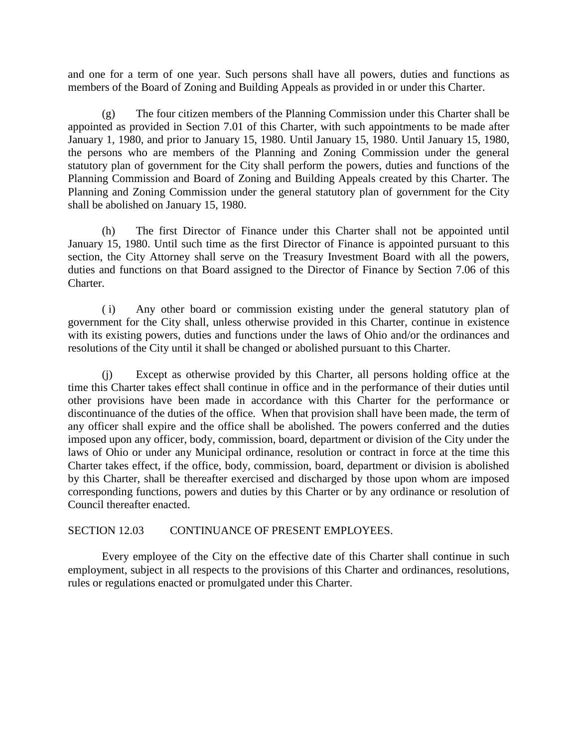and one for a term of one year. Such persons shall have all powers, duties and functions as members of the Board of Zoning and Building Appeals as provided in or under this Charter.

(g) The four citizen members of the Planning Commission under this Charter shall be appointed as provided in Section 7.01 of this Charter, with such appointments to be made after January 1, 1980, and prior to January 15, 1980. Until January 15, 1980. Until January 15, 1980, the persons who are members of the Planning and Zoning Commission under the general statutory plan of government for the City shall perform the powers, duties and functions of the Planning Commission and Board of Zoning and Building Appeals created by this Charter. The Planning and Zoning Commission under the general statutory plan of government for the City shall be abolished on January 15, 1980.

(h) The first Director of Finance under this Charter shall not be appointed until January 15, 1980. Until such time as the first Director of Finance is appointed pursuant to this section, the City Attorney shall serve on the Treasury Investment Board with all the powers, duties and functions on that Board assigned to the Director of Finance by Section 7.06 of this Charter.

( i) Any other board or commission existing under the general statutory plan of government for the City shall, unless otherwise provided in this Charter, continue in existence with its existing powers, duties and functions under the laws of Ohio and/or the ordinances and resolutions of the City until it shall be changed or abolished pursuant to this Charter.

(j) Except as otherwise provided by this Charter, all persons holding office at the time this Charter takes effect shall continue in office and in the performance of their duties until other provisions have been made in accordance with this Charter for the performance or discontinuance of the duties of the office. When that provision shall have been made, the term of any officer shall expire and the office shall be abolished. The powers conferred and the duties imposed upon any officer, body, commission, board, department or division of the City under the laws of Ohio or under any Municipal ordinance, resolution or contract in force at the time this Charter takes effect, if the office, body, commission, board, department or division is abolished by this Charter, shall be thereafter exercised and discharged by those upon whom are imposed corresponding functions, powers and duties by this Charter or by any ordinance or resolution of Council thereafter enacted.

SECTION 12.03 CONTINUANCE OF PRESENT EMPLOYEES.

Every employee of the City on the effective date of this Charter shall continue in such employment, subject in all respects to the provisions of this Charter and ordinances, resolutions, rules or regulations enacted or promulgated under this Charter.